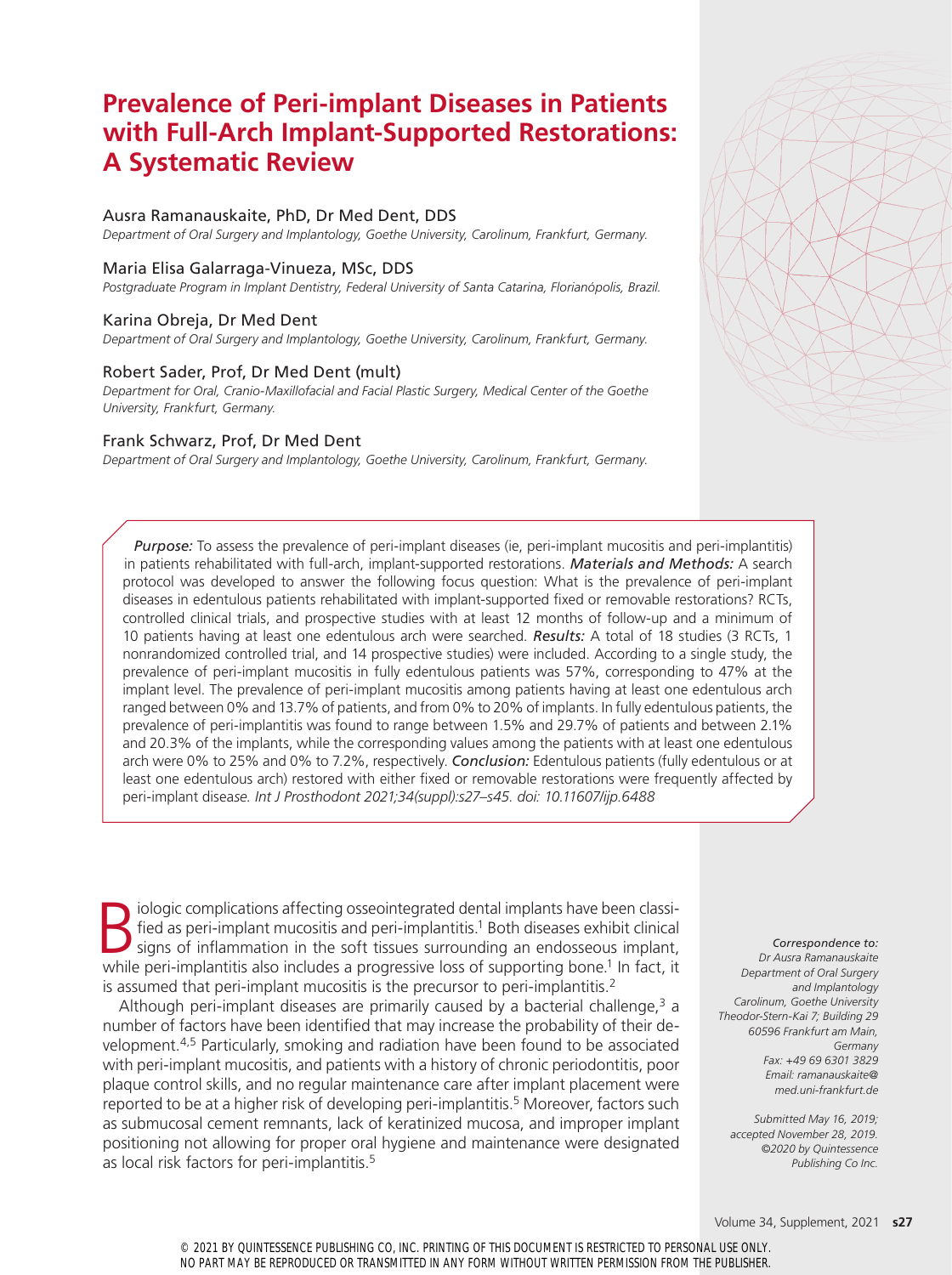# Prevalence of Peri-implant Diseases in Patients with Full-Arch Implant-Supported Restorations: A Systematic Review

Ausra Ramanauskaite, PhD, Dr Med Dent, DDS
*Department of Oral Surgery and Implantology, Goethe University, Carolinum, Frankfurt, Germany.*

Maria Elisa Galarraga-Vinueza, MSc, DDS
*Postgraduate Program in Implant Dentistry, Federal University of Santa Catarina, Florianópolis, Brazil.*

Karina Obreja, Dr Med Dent
*Department of Oral Surgery and Implantology, Goethe University, Carolinum, Frankfurt, Germany.*

Robert Sader, Prof, Dr Med Dent (mult)
*Department for Oral, Cranio-Maxillofacial and Facial Plastic Surgery, Medical Center of the Goethe University, Frankfurt, Germany.*

Frank Schwarz, Prof, Dr Med Dent
*Department of Oral Surgery and Implantology, Goethe University, Carolinum, Frankfurt, Germany.*

***Purpose:*** To assess the prevalence of peri-implant diseases (ie, peri-implant mucositis and peri-implantitis) in patients rehabilitated with full-arch, implant-supported restorations. ***Materials and Methods:*** A search protocol was developed to answer the following focus question: What is the prevalence of peri-implant diseases in edentulous patients rehabilitated with implant-supported fixed or removable restorations? RCTs, controlled clinical trials, and prospective studies with at least 12 months of follow-up and a minimum of 10 patients having at least one edentulous arch were searched. ***Results:*** A total of 18 studies (3 RCTs, 1 nonrandomized controlled trial, and 14 prospective studies) were included. According to a single study, the prevalence of peri-implant mucositis in fully edentulous patients was 57%, corresponding to 47% at the implant level. The prevalence of peri-implant mucositis among patients having at least one edentulous arch ranged between 0% and 13.7% of patients, and from 0% to 20% of implants. In fully edentulous patients, the prevalence of peri-implantitis was found to range between 1.5% and 29.7% of patients and between 2.1% and 20.3% of the implants, while the corresponding values among the patients with at least one edentulous arch were 0% to 25% and 0% to 7.2%, respectively. ***Conclusion:*** Edentulous patients (fully edentulous or at least one edentulous arch) restored with either fixed or removable restorations were frequently affected by peri-implant disease. *Int J Prosthodont 2021;34(suppl):s27–s45. doi: 10.11607/ijp.6488*

Biologic complications affecting osseointegrated dental implants have been classified as peri-implant mucositis and peri-implantitis.[1] Both diseases exhibit clinical signs of inflammation in the soft tissues surrounding an endosseous implant, while peri-implantitis also includes a progressive loss of supporting bone.[1] In fact, it is assumed that peri-implant mucositis is the precursor to peri-implantitis.[2]

Although peri-implant diseases are primarily caused by a bacterial challenge,[3] a number of factors have been identified that may increase the probability of their development.[4,5] Particularly, smoking and radiation have been found to be associated with peri-implant mucositis, and patients with a history of chronic periodontitis, poor plaque control skills, and no regular maintenance care after implant placement were reported to be at a higher risk of developing peri-implantitis.[5] Moreover, factors such as submucosal cement remnants, lack of keratinized mucosa, and improper implant positioning not allowing for proper oral hygiene and maintenance were designated as local risk factors for peri-implantitis.[5]

*Correspondence to:*
*Dr Ausra Ramanauskaite*
*Department of Oral Surgery and Implantology*
*Carolinum, Goethe University*
*Theodor-Stern-Kai 7; Building 29*
*60596 Frankfurt am Main, Germany*
*Fax: +49 69 6301 3829*
*Email: ramanauskaite@med.uni-frankfurt.de*

*Submitted May 16, 2019; accepted November 28, 2019.*
*©2020 by Quintessence Publishing Co Inc.*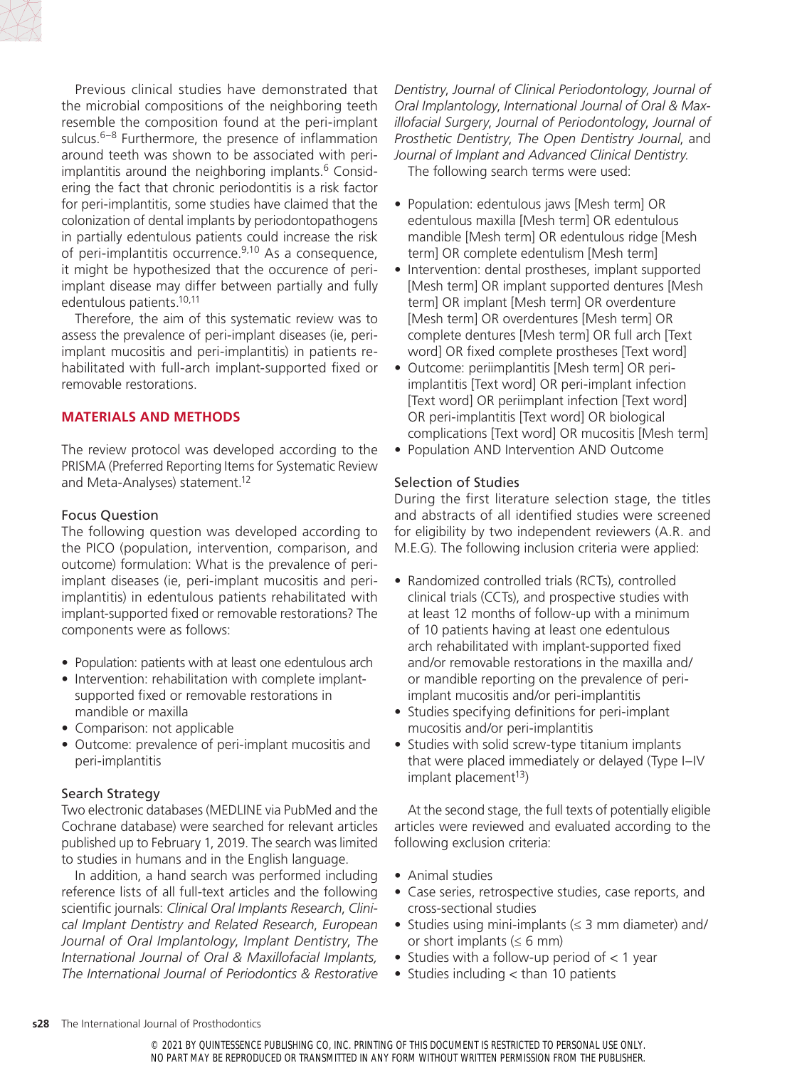Previous clinical studies have demonstrated that the microbial compositions of the neighboring teeth resemble the composition found at the peri-implant sulcus.[6–8] Furthermore, the presence of inflammation around teeth was shown to be associated with peri-implantitis around the neighboring implants.[6] Considering the fact that chronic periodontitis is a risk factor for peri-implantitis, some studies have claimed that the colonization of dental implants by periodontopathogens in partially edentulous patients could increase the risk of peri-implantitis occurrence.[9,10] As a consequence, it might be hypothesized that the occurence of peri-implant disease may differ between partially and fully edentulous patients.[10,11]

Therefore, the aim of this systematic review was to assess the prevalence of peri-implant diseases (ie, peri-implant mucositis and peri-implantitis) in patients rehabilitated with full-arch implant-supported fixed or removable restorations.

## MATERIALS AND METHODS

The review protocol was developed according to the PRISMA (Preferred Reporting Items for Systematic Review and Meta-Analyses) statement.[12]

### Focus Question

The following question was developed according to the PICO (population, intervention, comparison, and outcome) formulation: What is the prevalence of peri-implant diseases (ie, peri-implant mucositis and peri-implantitis) in edentulous patients rehabilitated with implant-supported fixed or removable restorations? The components were as follows:

- Population: patients with at least one edentulous arch
- Intervention: rehabilitation with complete implant-supported fixed or removable restorations in mandible or maxilla
- Comparison: not applicable
- Outcome: prevalence of peri-implant mucositis and peri-implantitis

### Search Strategy

Two electronic databases (MEDLINE via PubMed and the Cochrane database) were searched for relevant articles published up to February 1, 2019. The search was limited to studies in humans and in the English language.

In addition, a hand search was performed including reference lists of all full-text articles and the following scientific journals: *Clinical Oral Implants Research*, *Clinical Implant Dentistry and Related Research*, *European Journal of Oral Implantology*, *Implant Dentistry*, *The International Journal of Oral & Maxillofacial Implants, The International Journal of Periodontics & Restorative Dentistry*, *Journal of Clinical Periodontology*, *Journal of Oral Implantology*, *International Journal of Oral & Maxillofacial Surgery*, *Journal of Periodontology*, *Journal of Prosthetic Dentistry*, *The Open Dentistry Journal*, and *Journal of Implant and Advanced Clinical Dentistry*.

The following search terms were used:

- Population: edentulous jaws [Mesh term] OR edentulous maxilla [Mesh term] OR edentulous mandible [Mesh term] OR edentulous ridge [Mesh term] OR complete edentulism [Mesh term]
- Intervention: dental prostheses, implant supported [Mesh term] OR implant supported dentures [Mesh term] OR implant [Mesh term] OR overdenture [Mesh term] OR overdentures [Mesh term] OR complete dentures [Mesh term] OR full arch [Text word] OR fixed complete prostheses [Text word]
- Outcome: periimplantitis [Mesh term] OR peri-implantitis [Text word] OR peri-implant infection [Text word] OR periimplant infection [Text word] OR peri-implantitis [Text word] OR biological complications [Text word] OR mucositis [Mesh term]
- Population AND Intervention AND Outcome

### Selection of Studies

During the first literature selection stage, the titles and abstracts of all identified studies were screened for eligibility by two independent reviewers (A.R. and M.E.G). The following inclusion criteria were applied:

- Randomized controlled trials (RCTs), controlled clinical trials (CCTs), and prospective studies with at least 12 months of follow-up with a minimum of 10 patients having at least one edentulous arch rehabilitated with implant-supported fixed and/or removable restorations in the maxilla and/or mandible reporting on the prevalence of peri-implant mucositis and/or peri-implantitis
- Studies specifying definitions for peri-implant mucositis and/or peri-implantitis
- Studies with solid screw-type titanium implants that were placed immediately or delayed (Type I–IV implant placement[13])

At the second stage, the full texts of potentially eligible articles were reviewed and evaluated according to the following exclusion criteria:

- Animal studies
- Case series, retrospective studies, case reports, and cross-sectional studies
- Studies using mini-implants (≤ 3 mm diameter) and/or short implants (≤ 6 mm)
- Studies with a follow-up period of < 1 year
- Studies including < than 10 patients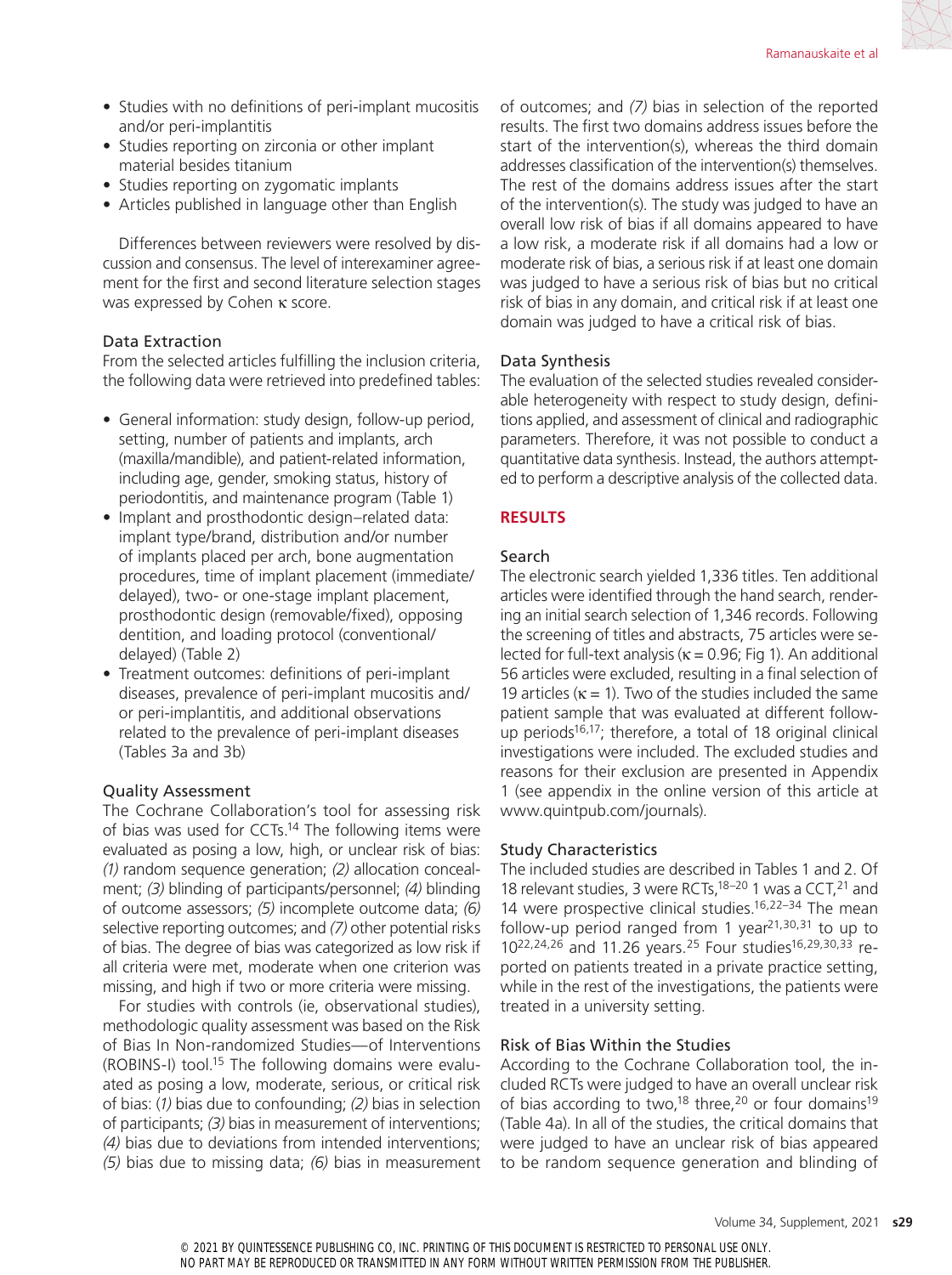- Studies with no definitions of peri-implant mucositis and/or peri-implantitis
- Studies reporting on zirconia or other implant material besides titanium
- Studies reporting on zygomatic implants
- Articles published in language other than English

Differences between reviewers were resolved by discussion and consensus. The level of interexaminer agreement for the first and second literature selection stages was expressed by Cohen κ score.

### Data Extraction

From the selected articles fulfilling the inclusion criteria, the following data were retrieved into predefined tables:

- General information: study design, follow-up period, setting, number of patients and implants, arch (maxilla/mandible), and patient-related information, including age, gender, smoking status, history of periodontitis, and maintenance program (Table 1)
- Implant and prosthodontic design–related data: implant type/brand, distribution and/or number of implants placed per arch, bone augmentation procedures, time of implant placement (immediate/delayed), two- or one-stage implant placement, prosthodontic design (removable/fixed), opposing dentition, and loading protocol (conventional/delayed) (Table 2)
- Treatment outcomes: definitions of peri-implant diseases, prevalence of peri-implant mucositis and/or peri-implantitis, and additional observations related to the prevalence of peri-implant diseases (Tables 3a and 3b)

### Quality Assessment

The Cochrane Collaboration's tool for assessing risk of bias was used for CCTs.[14] The following items were evaluated as posing a low, high, or unclear risk of bias: *(1)* random sequence generation; *(2)* allocation concealment; *(3)* blinding of participants/personnel; *(4)* blinding of outcome assessors; *(5)* incomplete outcome data; *(6)* selective reporting outcomes; and *(7)* other potential risks of bias. The degree of bias was categorized as low risk if all criteria were met, moderate when one criterion was missing, and high if two or more criteria were missing.

For studies with controls (ie, observational studies), methodologic quality assessment was based on the Risk of Bias In Non-randomized Studies—of Interventions (ROBINS-I) tool.[15] The following domains were evaluated as posing a low, moderate, serious, or critical risk of bias: (*1*) bias due to confounding; *(2)* bias in selection of participants; *(3)* bias in measurement of interventions; *(4)* bias due to deviations from intended interventions; *(5)* bias due to missing data; *(6)* bias in measurement of outcomes; and *(7)* bias in selection of the reported results. The first two domains address issues before the start of the intervention(s), whereas the third domain addresses classification of the intervention(s) themselves. The rest of the domains address issues after the start of the intervention(s). The study was judged to have an overall low risk of bias if all domains appeared to have a low risk, a moderate risk if all domains had a low or moderate risk of bias, a serious risk if at least one domain was judged to have a serious risk of bias but no critical risk of bias in any domain, and critical risk if at least one domain was judged to have a critical risk of bias.

### Data Synthesis

The evaluation of the selected studies revealed considerable heterogeneity with respect to study design, definitions applied, and assessment of clinical and radiographic parameters. Therefore, it was not possible to conduct a quantitative data synthesis. Instead, the authors attempted to perform a descriptive analysis of the collected data.

## RESULTS

### Search

The electronic search yielded 1,336 titles. Ten additional articles were identified through the hand search, rendering an initial search selection of 1,346 records. Following the screening of titles and abstracts, 75 articles were selected for full-text analysis (κ = 0.96; Fig 1). An additional 56 articles were excluded, resulting in a final selection of 19 articles (κ = 1). Two of the studies included the same patient sample that was evaluated at different follow-up periods[16,17]; therefore, a total of 18 original clinical investigations were included. The excluded studies and reasons for their exclusion are presented in Appendix 1 (see appendix in the online version of this article at www.quintpub.com/journals).

### Study Characteristics

The included studies are described in Tables 1 and 2. Of 18 relevant studies, 3 were RCTs,[18–20] 1 was a CCT,[21] and 14 were prospective clinical studies.[16,22–34] The mean follow-up period ranged from 1 year[21,30,31] to up to 10[22,24,26] and 11.26 years.[25] Four studies[16,29,30,33] reported on patients treated in a private practice setting, while in the rest of the investigations, the patients were treated in a university setting.

### Risk of Bias Within the Studies

According to the Cochrane Collaboration tool, the included RCTs were judged to have an overall unclear risk of bias according to two,[18] three,[20] or four domains[19] (Table 4a). In all of the studies, the critical domains that were judged to have an unclear risk of bias appeared to be random sequence generation and blinding of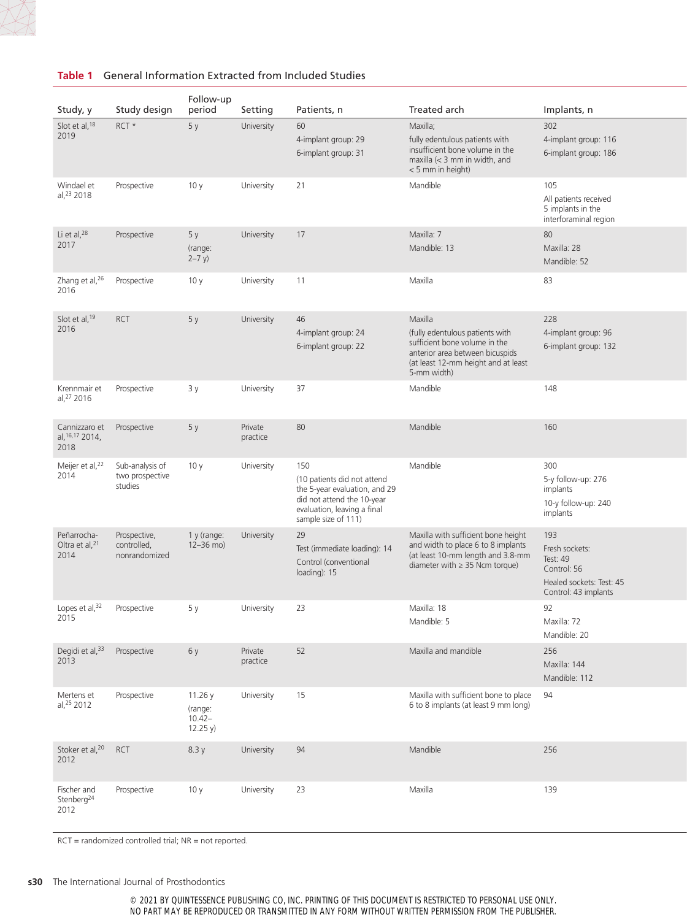**Table 1** General Information Extracted from Included Studies

| Study, y | Study design | Follow-up period | Setting | Patients, n | Treated arch | Implants, n |
|---|---|---|---|---|---|---|
| Slot et al,[18] 2019 | RCT * | 5 y | University | 60<br>4-implant group: 29<br>6-implant group: 31 | Maxilla;<br>fully edentulous patients with insufficient bone volume in the maxilla (< 3 mm in width, and < 5 mm in height) | 302<br>4-implant group: 116<br>6-implant group: 186 |
| Windael et al,[23] 2018 | Prospective | 10 y | University | 21 | Mandible | 105<br>All patients received 5 implants in the interforaminal region |
| Li et al,[28] 2017 | Prospective | 5 y<br>(range: 2–7 y) | University | 17 | Maxilla: 7<br>Mandible: 13 | 80<br>Maxilla: 28<br>Mandible: 52 |
| Zhang et al,[26] 2016 | Prospective | 10 y | University | 11 | Maxilla | 83 |
| Slot et al,[19] 2016 | RCT | 5 y | University | 46<br>4-implant group: 24<br>6-implant group: 22 | Maxilla<br>(fully edentulous patients with sufficient bone volume in the anterior area between bicuspids (at least 12-mm height and at least 5-mm width) | 228<br>4-implant group: 96<br>6-implant group: 132 |
| Krennmair et al,[27] 2016 | Prospective | 3 y | University | 37 | Mandible | 148 |
| Cannizzaro et al,[16,17] 2014, 2018 | Prospective | 5 y | Private practice | 80 | Mandible | 160 |
| Meijer et al,[22] 2014 | Sub-analysis of two prospective studies | 10 y | University | 150<br>(10 patients did not attend the 5-year evaluation, and 29 did not attend the 10-year evaluation, leaving a final sample size of 111) | Mandible | 300<br>5-y follow-up: 276 implants<br>10-y follow-up: 240 implants |
| Peñarrocha-Oltra et al,[21] 2014 | Prospective, controlled, nonrandomized | 1 y (range: 12–36 mo) | University | 29<br>Test (immediate loading): 14<br>Control (conventional loading): 15 | Maxilla with sufficient bone height and width to place 6 to 8 implants (at least 10-mm length and 3.8-mm diameter with ≥ 35 Ncm torque) | 193<br>Fresh sockets:<br>Test: 49<br>Control: 56<br>Healed sockets: Test: 45<br>Control: 43 implants |
| Lopes et al,[32] 2015 | Prospective | 5 y | University | 23 | Maxilla: 18<br>Mandible: 5 | 92<br>Maxilla: 72<br>Mandible: 20 |
| Degidi et al,[33] 2013 | Prospective | 6 y | Private practice | 52 | Maxilla and mandible | 256<br>Maxilla: 144<br>Mandible: 112 |
| Mertens et al,[25] 2012 | Prospective | 11.26 y<br>(range: 10.42–12.25 y) | University | 15 | Maxilla with sufficient bone to place 6 to 8 implants (at least 9 mm long) | 94 |
| Stoker et al,[20] 2012 | RCT | 8.3 y | University | 94 | Mandible | 256 |
| Fischer and Stenberg[24] 2012 | Prospective | 10 y | University | 23 | Maxilla | 139 |

RCT = randomized controlled trial; NR = not reported.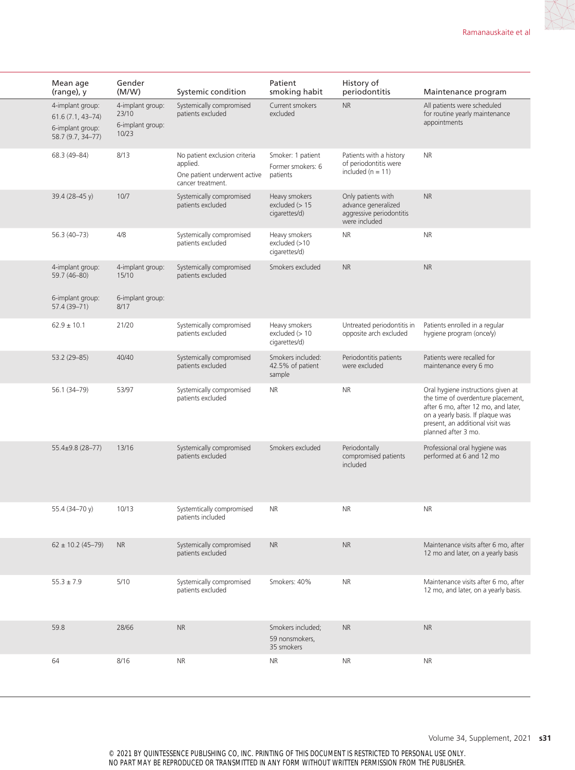| Mean age (range), y | Gender (M/W) | Systemic condition | Patient smoking habit | History of periodontitis | Maintenance program |
|---|---|---|---|---|---|
| 4-implant group: 61.6 (7.1, 43–74) 6-implant group: 58.7 (9.7, 34–77) | 4-implant group: 23/10 6-implant group: 10/23 | Systemically compromised patients excluded | Current smokers excluded | NR | All patients were scheduled for routine yearly maintenance appointments |
| 68.3 (49–84) | 8/13 | No patient exclusion criteria applied. One patient underwent active cancer treatment. | Smoker: 1 patient Former smokers: 6 patients | Patients with a history of periodontitis were included (n = 11) | NR |
| 39.4 (28–45 y) | 10/7 | Systemically compromised patients excluded | Heavy smokers excluded (> 15 cigarettes/d) | Only patients with advance generalized aggressive periodontitis were included | NR |
| 56.3 (40–73) | 4/8 | Systemically compromised patients excluded | Heavy smokers excluded (>10 cigarettes/d) | NR | NR |
| 4-implant group: 59.7 (46–80) 6-implant group: 57.4 (39–71) | 4-implant group: 15/10 6-implant group: 8/17 | Systemically compromised patients excluded | Smokers excluded | NR | NR |
| 62.9 ± 10.1 | 21/20 | Systemically compromised patients excluded | Heavy smokers excluded (> 10 cigarettes/d) | Untreated periodontitis in opposite arch excluded | Patients enrolled in a regular hygiene program (once/y) |
| 53.2 (29–85) | 40/40 | Systemically compromised patients excluded | Smokers included: 42.5% of patient sample | Periodontitis patients were excluded | Patients were recalled for maintenance every 6 mo |
| 56.1 (34–79) | 53/97 | Systemically compromised patients excluded | NR | NR | Oral hygiene instructions given at the time of overdenture placement, after 6 mo, after 12 mo, and later, on a yearly basis. If plaque was present, an additional visit was planned after 3 mo. |
| 55.4±9.8 (28–77) | 13/16 | Systemically compromised patients excluded | Smokers excluded | Periodontally compromised patients included | Professional oral hygiene was performed at 6 and 12 mo |
| 55.4 (34–70 y) | 10/13 | Systemtically compromised patients included | NR | NR | NR |
| 62 ± 10.2 (45–79) | NR | Systemically compromised patients excluded | NR | NR | Maintenance visits after 6 mo, after 12 mo and later, on a yearly basis |
| 55.3 ± 7.9 | 5/10 | Systemically compromised patients excluded | Smokers: 40% | NR | Maintenance visits after 6 mo, after 12 mo, and later, on a yearly basis. |
| 59.8 | 28/66 | NR | Smokers included; 59 nonsmokers, 35 smokers | NR | NR |
| 64 | 8/16 | NR | NR | NR | NR |

© 2021 BY QUINTESSENCE PUBLISHING CO, INC. PRINTING OF THIS DOCUMENT IS RESTRICTED TO PERSONAL USE ONLY. NO PART MAY BE REPRODUCED OR TRANSMITTED IN ANY FORM WITHOUT WRITTEN PERMISSION FROM THE PUBLISHER.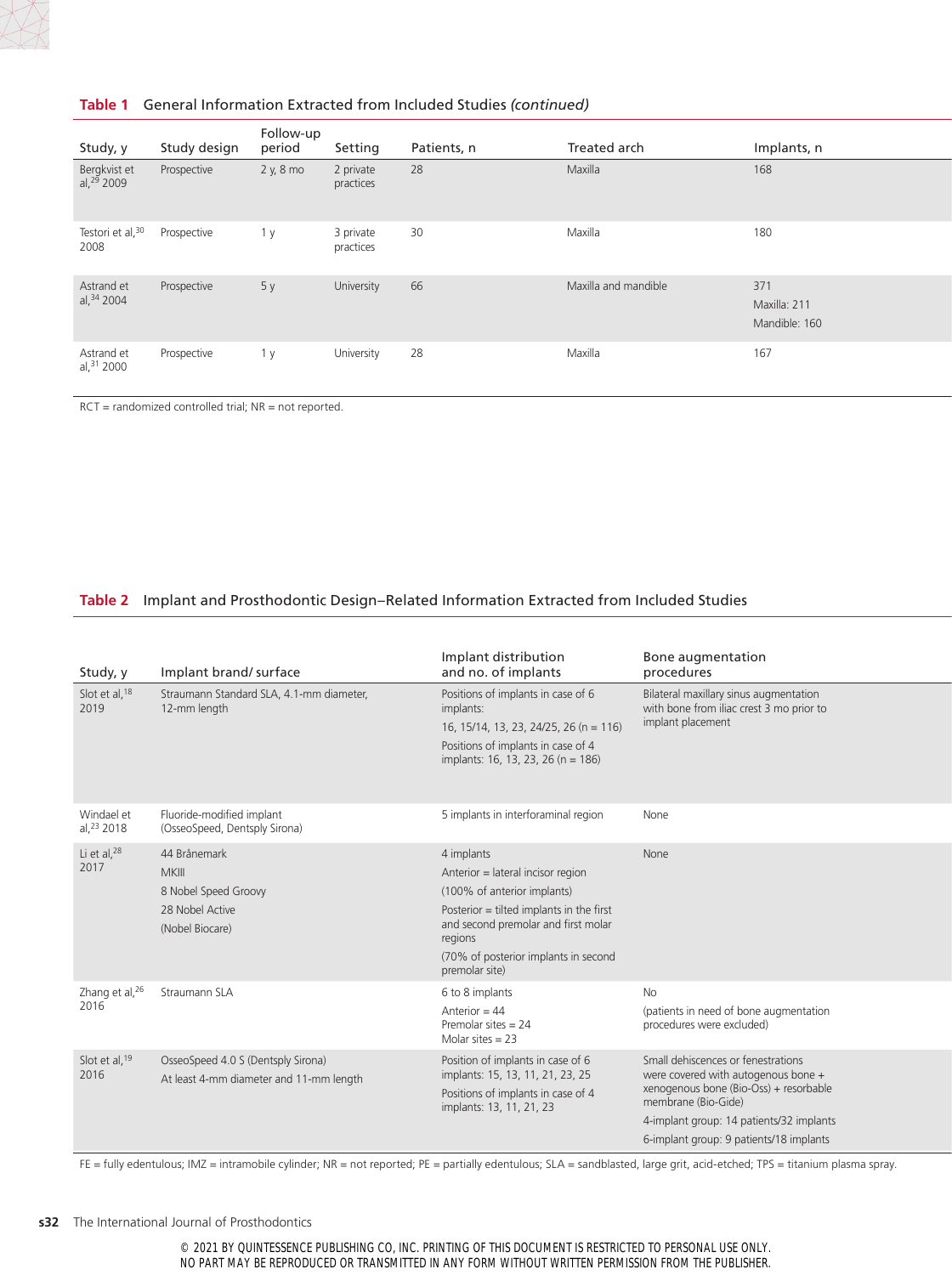**Table 1 General Information Extracted from Included Studies *(continued)***

| Study, y | Study design | Follow-up period | Setting | Patients, n | Treated arch | Implants, n |
|---|---|---|---|---|---|---|
| Bergkvist et al,[29] 2009 | Prospective | 2 y, 8 mo | 2 private practices | 28 | Maxilla | 168 |
| Testori et al,[30] 2008 | Prospective | 1 y | 3 private practices | 30 | Maxilla | 180 |
| Astrand et al,[34] 2004 | Prospective | 5 y | University | 66 | Maxilla and mandible | 371<br>Maxilla: 211<br>Mandible: 160 |
| Astrand et al,[31] 2000 | Prospective | 1 y | University | 28 | Maxilla | 167 |

RCT = randomized controlled trial; NR = not reported.

**Table 2 Implant and Prosthodontic Design–Related Information Extracted from Included Studies**

| Study, y | Implant brand/ surface | Implant distribution and no. of implants | Bone augmentation procedures |
|---|---|---|---|
| Slot et al,[18] 2019 | Straumann Standard SLA, 4.1-mm diameter, 12-mm length | Positions of implants in case of 6 implants:<br>16, 15/14, 13, 23, 24/25, 26 (n = 116)<br>Positions of implants in case of 4 implants: 16, 13, 23, 26 (n = 186) | Bilateral maxillary sinus augmentation with bone from iliac crest 3 mo prior to implant placement |
| Windael et al,[23] 2018 | Fluoride-modified implant (OsseoSpeed, Dentsply Sirona) | 5 implants in interforaminal region | None |
| Li et al,[28] 2017 | 44 Brånemark<br>MKIII<br>8 Nobel Speed Groovy<br>28 Nobel Active<br>(Nobel Biocare) | 4 implants<br>Anterior = lateral incisor region<br>(100% of anterior implants)<br>Posterior = tilted implants in the first and second premolar and first molar regions<br>(70% of posterior implants in second premolar site) | None |
| Zhang et al,[26] 2016 | Straumann SLA | 6 to 8 implants<br>Anterior = 44<br>Premolar sites = 24<br>Molar sites = 23 | No<br>(patients in need of bone augmentation procedures were excluded) |
| Slot et al,[19] 2016 | OsseoSpeed 4.0 S (Dentsply Sirona)<br>At least 4-mm diameter and 11-mm length | Position of implants in case of 6 implants: 15, 13, 11, 21, 23, 25<br>Positions of implants in case of 4 implants: 13, 11, 21, 23 | Small dehiscences or fenestrations were covered with autogenous bone + xenogenous bone (Bio-Oss) + resorbable membrane (Bio-Gide)<br>4-implant group: 14 patients/32 implants<br>6-implant group: 9 patients/18 implants |

FE = fully edentulous; IMZ = intramobile cylinder; NR = not reported; PE = partially edentulous; SLA = sandblasted, large grit, acid-etched; TPS = titanium plasma spray.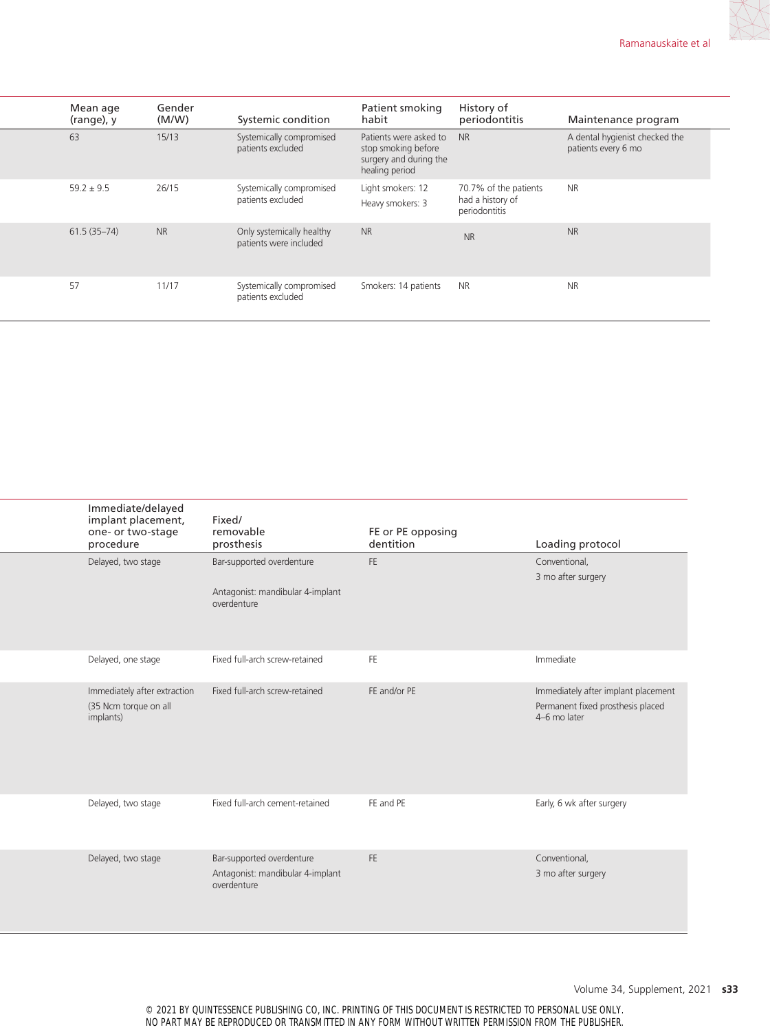| Mean age (range), y | Gender (M/W) | Systemic condition | Patient smoking habit | History of periodontitis | Maintenance program |
|---|---|---|---|---|---|
| 63 | 15/13 | Systemically compromised patients excluded | Patients were asked to stop smoking before surgery and during the healing period | NR | A dental hygienist checked the patients every 6 mo |
| 59.2 ± 9.5 | 26/15 | Systemically compromised patients excluded | Light smokers: 12<br>Heavy smokers: 3 | 70.7% of the patients had a history of periodontitis | NR |
| 61.5 (35–74) | NR | Only systemically healthy patients were included | NR | NR | NR |
| 57 | 11/17 | Systemically compromised patients excluded | Smokers: 14 patients | NR | NR |

| Immediate/delayed implant placement, one- or two-stage procedure | Fixed/ removable prosthesis | FE or PE opposing dentition | Loading protocol |
|---|---|---|---|
| Delayed, two stage | Bar-supported overdenture<br>Antagonist: mandibular 4-implant overdenture | FE | Conventional,<br>3 mo after surgery |
| Delayed, one stage | Fixed full-arch screw-retained | FE | Immediate |
| Immediately after extraction<br>(35 Ncm torque on all implants) | Fixed full-arch screw-retained | FE and/or PE | Immediately after implant placement<br>Permanent fixed prosthesis placed 4–6 mo later |
| Delayed, two stage | Fixed full-arch cement-retained | FE and PE | Early, 6 wk after surgery |
| Delayed, two stage | Bar-supported overdenture<br>Antagonist: mandibular 4-implant overdenture | FE | Conventional,<br>3 mo after surgery |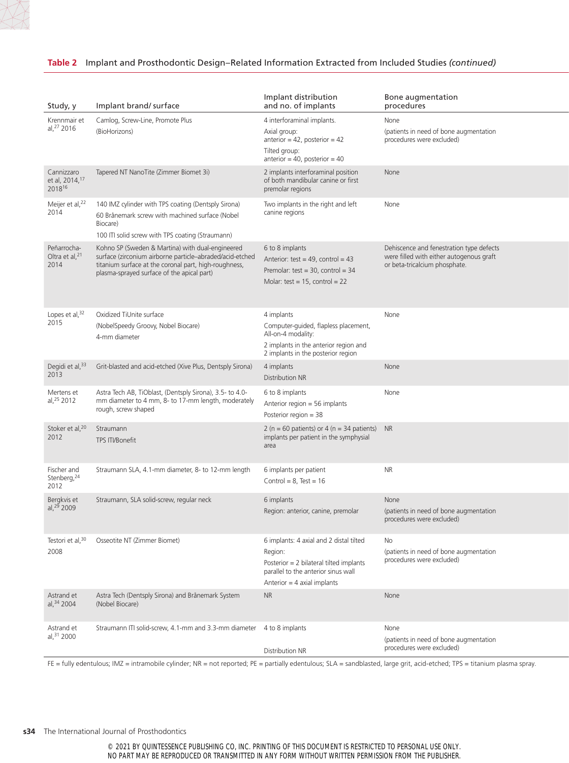**Table 2 Implant and Prosthodontic Design–Related Information Extracted from Included Studies *(continued)***

| Study, y | Implant brand/ surface | Implant distribution and no. of implants | Bone augmentation procedures |
|---|---|---|---|
| Krennmair et al,[27] 2016 | Camlog, Screw-Line, Promote Plus (BioHorizons) | 4 interforaminal implants. Axial group: anterior = 42, posterior = 42 Tilted group: anterior = 40, posterior = 40 | None (patients in need of bone augmentation procedures were excluded) |
| Cannizzaro et al, 2014,[17] 2018[16] | Tapered NT NanoTite (Zimmer Biomet 3i) | 2 implants interforaminal position of both mandibular canine or first premolar regions | None |
| Meijer et al,[22] 2014 | 140 IMZ cylinder with TPS coating (Dentsply Sirona) 60 Brånemark screw with machined surface (Nobel Biocare) 100 ITI solid screw with TPS coating (Straumann) | Two implants in the right and left canine regions | None |
| Peñarrocha-Oltra et al,[21] 2014 | Kohno SP (Sweden & Martina) with dual-engineered surface (zirconium airborne particle–abraded/acid-etched titanium surface at the coronal part, high-roughness, plasma-sprayed surface of the apical part) | 6 to 8 implants Anterior: test = 49, control = 43 Premolar: test = 30, control = 34 Molar: test = 15, control = 22 | Dehiscence and fenestration type defects were filled with either autogenous graft or beta-tricalcium phosphate. |
| Lopes et al,[32] 2015 | Oxidized TiUnite surface (NobelSpeedy Groovy, Nobel Biocare) 4-mm diameter | 4 implants Computer-guided, flapless placement, All-on-4 modality: 2 implants in the anterior region and 2 implants in the posterior region | None |
| Degidi et al,[33] 2013 | Grit-blasted and acid-etched (Xive Plus, Dentsply Sirona) | 4 implants Distribution NR | None |
| Mertens et al,[25] 2012 | Astra Tech AB, TiOblast, (Dentsply Sirona), 3.5- to 4.0-mm diameter to 4 mm, 8- to 17-mm length, moderately rough, screw shaped | 6 to 8 implants Anterior region = 56 implants Posterior region = 38 | None |
| Stoker et al,[20] 2012 | Straumann TPS ITI/Bonefit | 2 (n = 60 patients) or 4 (n = 34 patients) implants per patient in the symphysial area | NR |
| Fischer and Stenberg,[24] 2012 | Straumann SLA, 4.1-mm diameter, 8- to 12-mm length | 6 implants per patient Control = 8, Test = 16 | NR |
| Bergkvis et al,[29] 2009 | Straumann, SLA solid-screw, regular neck | 6 implants Region: anterior, canine, premolar | None (patients in need of bone augmentation procedures were excluded) |
| Testori et al,[30] 2008 | Osseotite NT (Zimmer Biomet) | 6 implants: 4 axial and 2 distal tilted Region: Posterior = 2 bilateral tilted implants parallel to the anterior sinus wall Anterior = 4 axial implants | No (patients in need of bone augmentation procedures were excluded) |
| Astrand et al,[34] 2004 | Astra Tech (Dentsply Sirona) and Brånemark System (Nobel Biocare) | NR | None |
| Astrand et al,[31] 2000 | Straumann ITI solid-screw, 4.1-mm and 3.3-mm diameter | 4 to 8 implants Distribution NR | None (patients in need of bone augmentation procedures were excluded) |

FE = fully edentulous; IMZ = intramobile cylinder; NR = not reported; PE = partially edentulous; SLA = sandblasted, large grit, acid-etched; TPS = titanium plasma spray.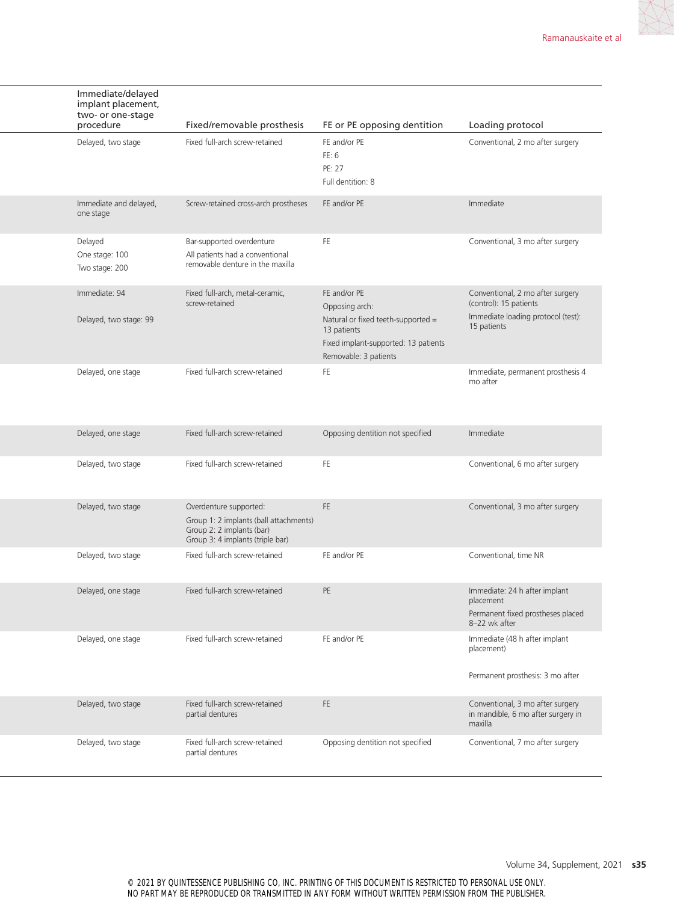| Immediate/delayed implant placement, two- or one-stage procedure | Fixed/removable prosthesis | FE or PE opposing dentition | Loading protocol |
|---|---|---|---|
| Delayed, two stage | Fixed full-arch screw-retained | FE and/or PE<br>FE: 6<br>PE: 27<br>Full dentition: 8 | Conventional, 2 mo after surgery |
| Immediate and delayed, one stage | Screw-retained cross-arch prostheses | FE and/or PE | Immediate |
| Delayed<br>One stage: 100<br>Two stage: 200 | Bar-supported overdenture<br>All patients had a conventional removable denture in the maxilla | FE | Conventional, 3 mo after surgery |
| Immediate: 94<br>Delayed, two stage: 99 | Fixed full-arch, metal-ceramic, screw-retained | FE and/or PE<br>Opposing arch:<br>Natural or fixed teeth-supported = 13 patients<br>Fixed implant-supported: 13 patients<br>Removable: 3 patients | Conventional, 2 mo after surgery (control): 15 patients<br>Immediate loading protocol (test): 15 patients |
| Delayed, one stage | Fixed full-arch screw-retained | FE | Immediate, permanent prosthesis 4 mo after |
| Delayed, one stage | Fixed full-arch screw-retained | Opposing dentition not specified | Immediate |
| Delayed, two stage | Fixed full-arch screw-retained | FE | Conventional, 6 mo after surgery |
| Delayed, two stage | Overdenture supported:<br>Group 1: 2 implants (ball attachments)<br>Group 2: 2 implants (bar)<br>Group 3: 4 implants (triple bar) | FE | Conventional, 3 mo after surgery |
| Delayed, two stage | Fixed full-arch screw-retained | FE and/or PE | Conventional, time NR |
| Delayed, one stage | Fixed full-arch screw-retained | PE | Immediate: 24 h after implant placement<br>Permanent fixed prostheses placed 8–22 wk after |
| Delayed, one stage | Fixed full-arch screw-retained | FE and/or PE | Immediate (48 h after implant placement)<br>Permanent prosthesis: 3 mo after |
| Delayed, two stage | Fixed full-arch screw-retained partial dentures | FE | Conventional, 3 mo after surgery in mandible, 6 mo after surgery in maxilla |
| Delayed, two stage | Fixed full-arch screw-retained partial dentures | Opposing dentition not specified | Conventional, 7 mo after surgery |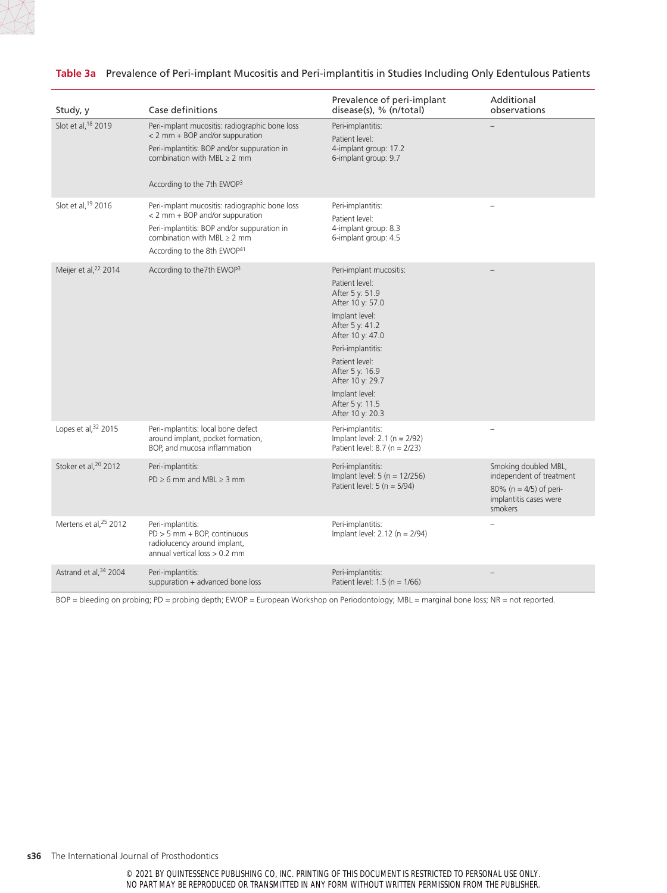**Table 3a** Prevalence of Peri-implant Mucositis and Peri-implantitis in Studies Including Only Edentulous Patients

| Study, y | Case definitions | Prevalence of peri-implant disease(s), % (n/total) | Additional observations |
|---|---|---|---|
| Slot et al,[18] 2019 | Peri-implant mucositis: radiographic bone loss < 2 mm + BOP and/or suppuration<br>Peri-implantitis: BOP and/or suppuration in combination with MBL ≥ 2 mm<br>According to the 7th EWOP[3] | Peri-implantitis:<br>Patient level:<br>4-implant group: 17.2<br>6-implant group: 9.7 | – |
| Slot et al,[19] 2016 | Peri-implant mucositis: radiographic bone loss < 2 mm + BOP and/or suppuration<br>Peri-implantitis: BOP and/or suppuration in combination with MBL ≥ 2 mm<br>According to the 8th EWOP[41] | Peri-implantitis:<br>Patient level:<br>4-implant group: 8.3<br>6-implant group: 4.5 | – |
| Meijer et al,[22] 2014 | According to the7th EWOP[3] | Peri-implant mucositis:<br>Patient level:<br>After 5 y: 51.9<br>After 10 y: 57.0<br>Implant level:<br>After 5 y: 41.2<br>After 10 y: 47.0<br>Peri-implantitis:<br>Patient level:<br>After 5 y: 16.9<br>After 10 y: 29.7<br>Implant level:<br>After 5 y: 11.5<br>After 10 y: 20.3 | – |
| Lopes et al,[32] 2015 | Peri-implantitis: local bone defect around implant, pocket formation, BOP, and mucosa inflammation | Peri-implantitis:<br>Implant level: 2.1 (n = 2/92)<br>Patient level: 8.7 (n = 2/23) | – |
| Stoker et al,[20] 2012 | Peri-implantitis:<br>PD ≥ 6 mm and MBL ≥ 3 mm | Peri-implantitis:<br>Implant level: 5 (n = 12/256)<br>Patient level: 5 (n = 5/94) | Smoking doubled MBL, independent of treatment<br>80% (n = 4/5) of peri-implantitis cases were smokers |
| Mertens et al,[25] 2012 | Peri-implantitis:<br>PD > 5 mm + BOP, continuous radiolucency around implant, annual vertical loss > 0.2 mm | Peri-implantitis:<br>Implant level: 2.12 (n = 2/94) | – |
| Astrand et al,[34] 2004 | Peri-implantitis:<br>suppuration + advanced bone loss | Peri-implantitis:<br>Patient level: 1.5 (n = 1/66) | – |

BOP = bleeding on probing; PD = probing depth; EWOP = European Workshop on Periodontology; MBL = marginal bone loss; NR = not reported.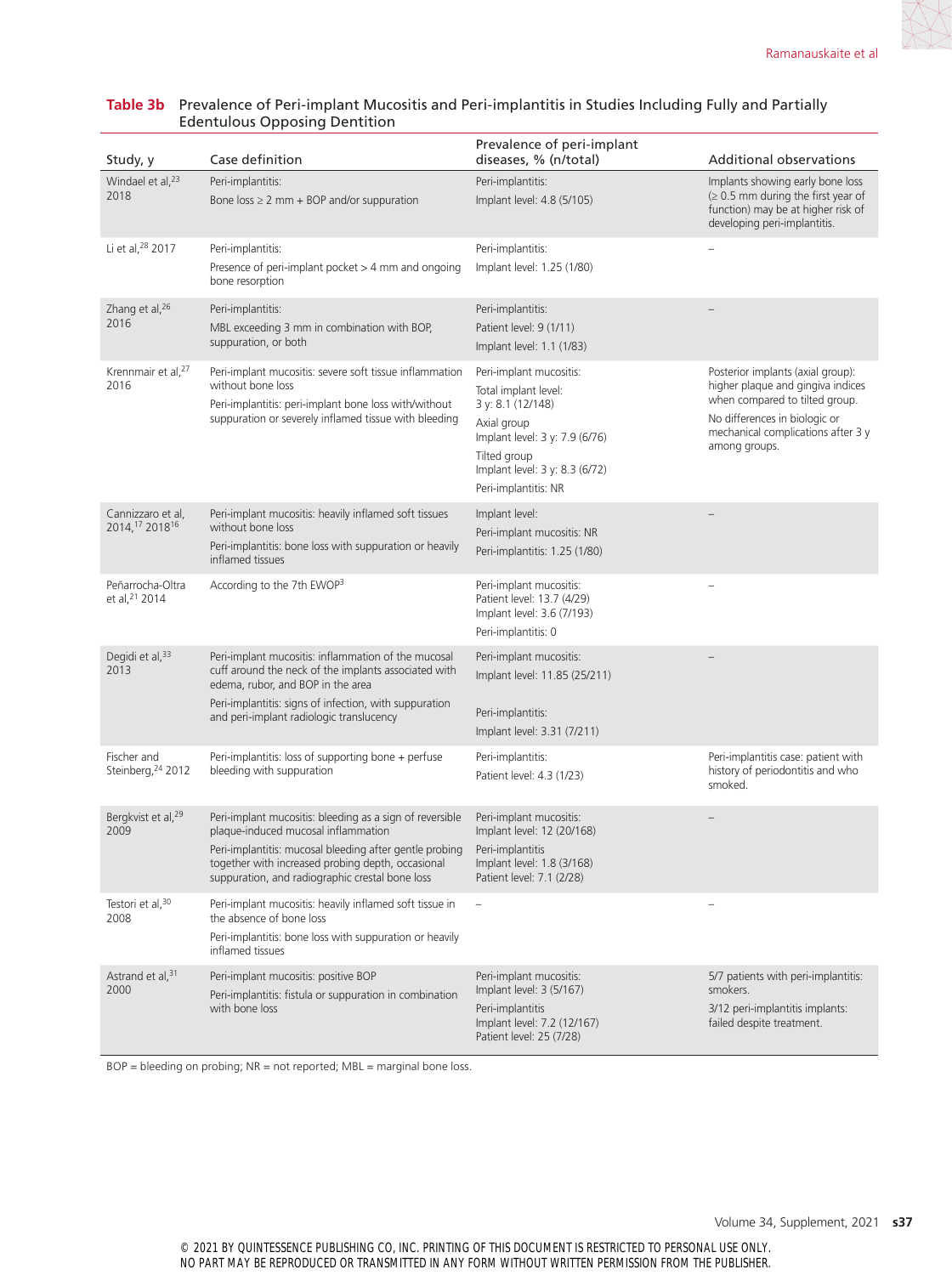**Table 3b** Prevalence of Peri-implant Mucositis and Peri-implantitis in Studies Including Fully and Partially Edentulous Opposing Dentition

| Study, y | Case definition | Prevalence of peri-implant diseases, % (n/total) | Additional observations |
|---|---|---|---|
| Windael et al,[23] 2018 | Peri-implantitis: Bone loss ≥ 2 mm + BOP and/or suppuration | Peri-implantitis: Implant level: 4.8 (5/105) | Implants showing early bone loss (≥ 0.5 mm during the first year of function) may be at higher risk of developing peri-implantitis. |
| Li et al,[28] 2017 | Peri-implantitis: Presence of peri-implant pocket > 4 mm and ongoing bone resorption | Peri-implantitis: Implant level: 1.25 (1/80) | – |
| Zhang et al,[26] 2016 | Peri-implantitis: MBL exceeding 3 mm in combination with BOP, suppuration, or both | Peri-implantitis: Patient level: 9 (1/11) Implant level: 1.1 (1/83) | – |
| Krennmair et al,[27] 2016 | Peri-implant mucositis: severe soft tissue inflammation without bone loss Peri-implantitis: peri-implant bone loss with/without suppuration or severely inflamed tissue with bleeding | Peri-implant mucositis: Total implant level: 3 y: 8.1 (12/148) Axial group Implant level: 3 y: 7.9 (6/76) Tilted group Implant level: 3 y: 8.3 (6/72) Peri-implantitis: NR | Posterior implants (axial group): higher plaque and gingiva indices when compared to tilted group. No differences in biologic or mechanical complications after 3 y among groups. |
| Cannizzaro et al, 2014,[17] 2018[16] | Peri-implant mucositis: heavily inflamed soft tissues without bone loss Peri-implantitis: bone loss with suppuration or heavily inflamed tissues | Implant level: Peri-implant mucositis: NR Peri-implantitis: 1.25 (1/80) | – |
| Peñarrocha-Oltra et al,[21] 2014 | According to the 7th EWOP[3] | Peri-implant mucositis: Patient level: 13.7 (4/29) Implant level: 3.6 (7/193) Peri-implantitis: 0 | – |
| Degidi et al,[33] 2013 | Peri-implant mucositis: inflammation of the mucosal cuff around the neck of the implants associated with edema, rubor, and BOP in the area Peri-implantitis: signs of infection, with suppuration and peri-implant radiologic translucency | Peri-implant mucositis: Implant level: 11.85 (25/211) Peri-implantitis: Implant level: 3.31 (7/211) | – |
| Fischer and Steinberg,[24] 2012 | Peri-implantitis: loss of supporting bone + perfuse bleeding with suppuration | Peri-implantitis: Patient level: 4.3 (1/23) | Peri-implantitis case: patient with history of periodontitis and who smoked. |
| Bergkvist et al,[29] 2009 | Peri-implant mucositis: bleeding as a sign of reversible plaque-induced mucosal inflammation Peri-implantitis: mucosal bleeding after gentle probing together with increased probing depth, occasional suppuration, and radiographic crestal bone loss | Peri-implant mucositis: Implant level: 12 (20/168) Peri-implantitis Implant level: 1.8 (3/168) Patient level: 7.1 (2/28) | – |
| Testori et al,[30] 2008 | Peri-implant mucositis: heavily inflamed soft tissue in the absence of bone loss Peri-implantitis: bone loss with suppuration or heavily inflamed tissues | – | – |
| Astrand et al,[31] 2000 | Peri-implant mucositis: positive BOP Peri-implantitis: fistula or suppuration in combination with bone loss | Peri-implant mucositis: Implant level: 3 (5/167) Peri-implantitis Implant level: 7.2 (12/167) Patient level: 25 (7/28) | 5/7 patients with peri-implantitis: smokers. 3/12 peri-implantitis implants: failed despite treatment. |

BOP = bleeding on probing; NR = not reported; MBL = marginal bone loss.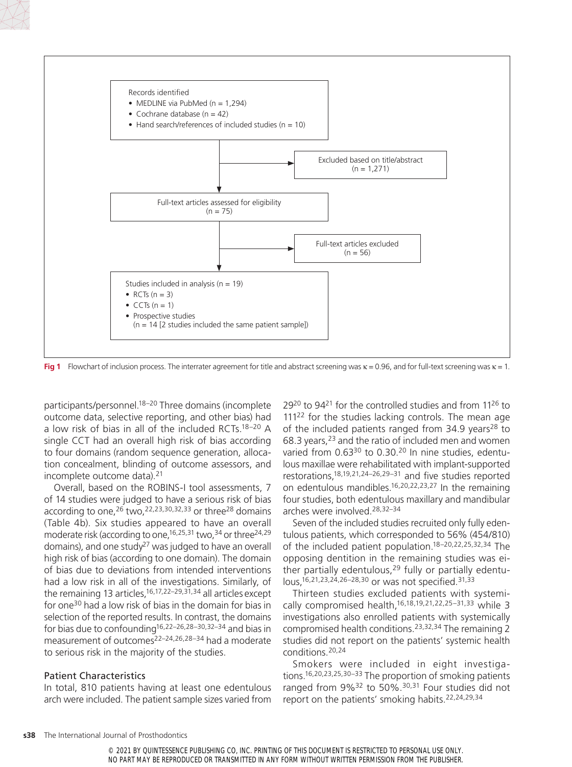Records identified

- MEDLINE via PubMed (n = 1,294)
- Cochrane database (n = 42)
- Hand search/references of included studies (n = 10)

Excluded based on title/abstract (n = 1,271)

Full-text articles assessed for eligibility (n = 75)

Full-text articles excluded (n = 56)

Studies included in analysis (n = 19)

- RCTs (n = 3)
- CCTs (n = 1)
- Prospective studies (n = 14 [2 studies included the same patient sample])

**Fig 1** Flowchart of inclusion process. The interrater agreement for title and abstract screening was $\kappa = 0.96$, and for full-text screening was $\kappa = 1$.

participants/personnel.[18–20] Three domains (incomplete outcome data, selective reporting, and other bias) had a low risk of bias in all of the included RCTs.[18–20] A single CCT had an overall high risk of bias according to four domains (random sequence generation, allocation concealment, blinding of outcome assessors, and incomplete outcome data).[21]

Overall, based on the ROBINS-I tool assessments, 7 of 14 studies were judged to have a serious risk of bias according to one,[26] two,[22,23,30,32,33] or three[28] domains (Table 4b). Six studies appeared to have an overall moderate risk (according to one,[16,25,31] two,[34] or three[24,29] domains), and one study[27] was judged to have an overall high risk of bias (according to one domain). The domain of bias due to deviations from intended interventions had a low risk in all of the investigations. Similarly, of the remaining 13 articles,[16,17,22–29,31,34] all articles except for one[30] had a low risk of bias in the domain for bias in selection of the reported results. In contrast, the domains for bias due to confounding[16,22–26,28–30,32–34] and bias in measurement of outcomes[22–24,26,28–34] had a moderate to serious risk in the majority of the studies.

### Patient Characteristics

In total, 810 patients having at least one edentulous arch were included. The patient sample sizes varied from 29[20] to 94[21] for the controlled studies and from 11[26] to 111[22] for the studies lacking controls. The mean age of the included patients ranged from 34.9 years[28] to 68.3 years,[23] and the ratio of included men and women varied from 0.63[30] to 0.30.[20] In nine studies, edentulous maxillae were rehabilitated with implant-supported restorations,[18,19,21,24–26,29–31] and five studies reported on edentulous mandibles.[16,20,22,23,27] In the remaining four studies, both edentulous maxillary and mandibular arches were involved.[28,32–34]

Seven of the included studies recruited only fully edentulous patients, which corresponded to 56% (454/810) of the included patient population.[18–20,22,25,32,34] The opposing dentition in the remaining studies was either partially edentulous,[29] fully or partially edentulous,[16,21,23,24,26–28,30] or was not specified.[31,33]

Thirteen studies excluded patients with systemically compromised health,[16,18,19,21,22,25–31,33] while 3 investigations also enrolled patients with systemically compromised health conditions.[23,32,34] The remaining 2 studies did not report on the patients' systemic health conditions.[20,24]

Smokers were included in eight investigations.[16,20,23,25,30–33] The proportion of smoking patients ranged from 9%[32] to 50%.[30,31] Four studies did not report on the patients' smoking habits.[22,24,29,34]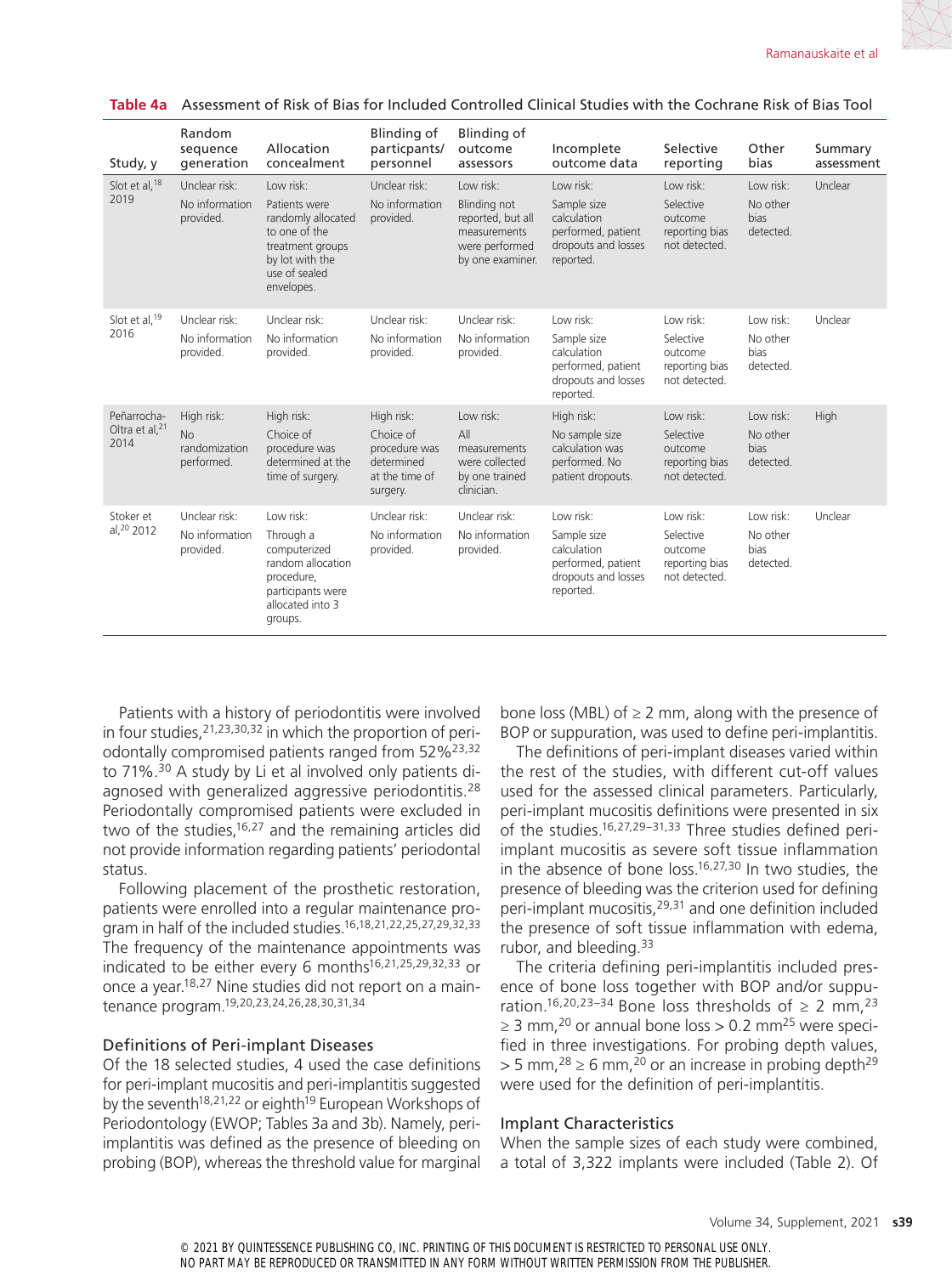**Table 4a** Assessment of Risk of Bias for Included Controlled Clinical Studies with the Cochrane Risk of Bias Tool

| Study, y | Random sequence generation | Allocation concealment | Blinding of particpants/ personnel | Blinding of outcome assessors | Incomplete outcome data | Selective reporting | Other bias | Summary assessment |
|---|---|---|---|---|---|---|---|---|
| Slot et al,[18] 2019 | Unclear risk: No information provided. | Low risk: Patients were randomly allocated to one of the treatment groups by lot with the use of sealed envelopes. | Unclear risk: No information provided. | Low risk: Blinding not reported, but all measurements were performed by one examiner. | Low risk: Sample size calculation performed, patient dropouts and losses reported. | Low risk: Selective outcome reporting bias not detected. | Low risk: No other bias detected. | Unclear |
| Slot et al,[19] 2016 | Unclear risk: No information provided. | Unclear risk: No information provided. | Unclear risk: No information provided. | Unclear risk: No information provided. | Low risk: Sample size calculation performed, patient dropouts and losses reported. | Low risk: Selective outcome reporting bias not detected. | Low risk: No other bias detected. | Unclear |
| Peñarrocha-Oltra et al,[21] 2014 | High risk: No randomization performed. | High risk: Choice of procedure was determined at the time of surgery. | High risk: Choice of procedure was determined at the time of surgery. | Low risk: All measurements were collected by one trained clinician. | High risk: No sample size calculation was performed. No patient dropouts. | Low risk: Selective outcome reporting bias not detected. | Low risk: No other bias detected. | High |
| Stoker et al,[20] 2012 | Unclear risk: No information provided. | Low risk: Through a computerized random allocation procedure, participants were allocated into 3 groups. | Unclear risk: No information provided. | Unclear risk: No information provided. | Low risk: Sample size calculation performed, patient dropouts and losses reported. | Low risk: Selective outcome reporting bias not detected. | Low risk: No other bias detected. | Unclear |

Patients with a history of periodontitis were involved in four studies,[21,23,30,32] in which the proportion of periodontally compromised patients ranged from 52%[23,32] to 71%.[30] A study by Li et al involved only patients diagnosed with generalized aggressive periodontitis.[28] Periodontally compromised patients were excluded in two of the studies,[16,27] and the remaining articles did not provide information regarding patients' periodontal status.

Following placement of the prosthetic restoration, patients were enrolled into a regular maintenance program in half of the included studies.[16,18,21,22,25,27,29,32,33] The frequency of the maintenance appointments was indicated to be either every 6 months[16,21,25,29,32,33] or once a year.[18,27] Nine studies did not report on a maintenance program.[19,20,23,24,26,28,30,31,34]

## Definitions of Peri-implant Diseases

Of the 18 selected studies, 4 used the case definitions for peri-implant mucositis and peri-implantitis suggested by the seventh[18,21,22] or eighth[19] European Workshops of Periodontology (EWOP; Tables 3a and 3b). Namely, peri-implantitis was defined as the presence of bleeding on probing (BOP), whereas the threshold value for marginal bone loss (MBL) of ≥ 2 mm, along with the presence of BOP or suppuration, was used to define peri-implantitis.

The definitions of peri-implant diseases varied within the rest of the studies, with different cut-off values used for the assessed clinical parameters. Particularly, peri-implant mucositis definitions were presented in six of the studies.[16,27,29–31,33] Three studies defined peri-implant mucositis as severe soft tissue inflammation in the absence of bone loss.[16,27,30] In two studies, the presence of bleeding was the criterion used for defining peri-implant mucositis,[29,31] and one definition included the presence of soft tissue inflammation with edema, rubor, and bleeding.[33]

The criteria defining peri-implantitis included presence of bone loss together with BOP and/or suppuration.[16,20,23–34] Bone loss thresholds of ≥ 2 mm,[23] ≥ 3 mm,[20] or annual bone loss > 0.2 mm[25] were specified in three investigations. For probing depth values, > 5 mm,[28] ≥ 6 mm,[20] or an increase in probing depth[29] were used for the definition of peri-implantitis.

## Implant Characteristics

When the sample sizes of each study were combined, a total of 3,322 implants were included (Table 2). Of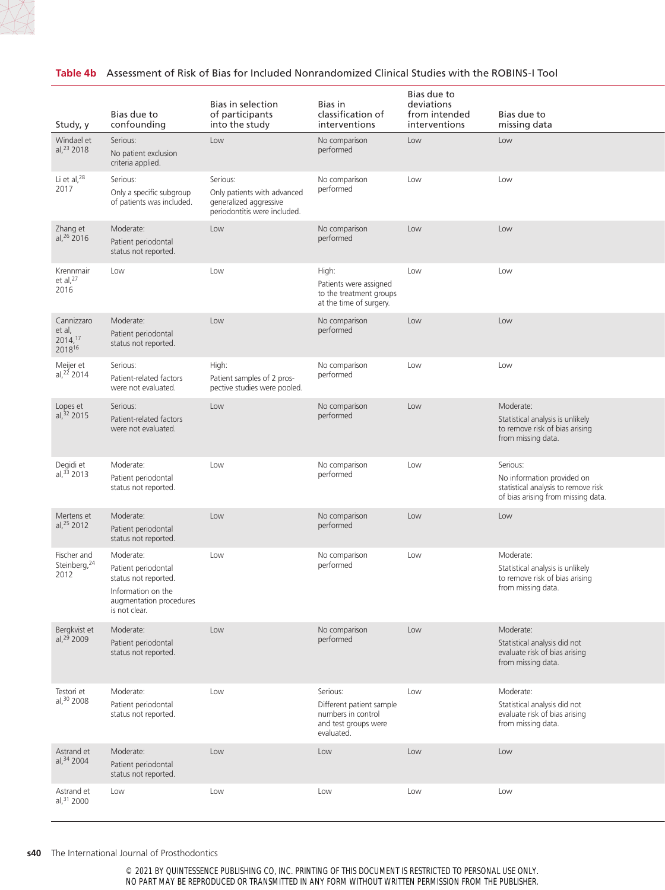**Table 4b** Assessment of Risk of Bias for Included Nonrandomized Clinical Studies with the ROBINS-I Tool

| Study, y | Bias due to confounding | Bias in selection of participants into the study | Bias in classification of interventions | Bias due to deviations from intended interventions | Bias due to missing data |
|---|---|---|---|---|---|
| Windael et al,[23] 2018 | Serious: No patient exclusion criteria applied. | Low | No comparison performed | Low | Low |
| Li et al,[28] 2017 | Serious: Only a specific subgroup of patients was included. | Serious: Only patients with advanced generalized aggressive periodontitis were included. | No comparison performed | Low | Low |
| Zhang et al,[26] 2016 | Moderate: Patient periodontal status not reported. | Low | No comparison performed | Low | Low |
| Krennmair et al,[27] 2016 | Low | Low | High: Patients were assigned to the treatment groups at the time of surgery. | Low | Low |
| Cannizzaro et al, 2014,[17] 2018[16] | Moderate: Patient periodontal status not reported. | Low | No comparison performed | Low | Low |
| Meijer et al,[22] 2014 | Serious: Patient-related factors were not evaluated. | High: Patient samples of 2 prospective studies were pooled. | No comparison performed | Low | Low |
| Lopes et al,[32] 2015 | Serious: Patient-related factors were not evaluated. | Low | No comparison performed | Low | Moderate: Statistical analysis is unlikely to remove risk of bias arising from missing data. |
| Degidi et al,[33] 2013 | Moderate: Patient periodontal status not reported. | Low | No comparison performed | Low | Serious: No information provided on statistical analysis to remove risk of bias arising from missing data. |
| Mertens et al,[25] 2012 | Moderate: Patient periodontal status not reported. | Low | No comparison performed | Low | Low |
| Fischer and Steinberg,[24] 2012 | Moderate: Patient periodontal status not reported. Information on the augmentation procedures is not clear. | Low | No comparison performed | Low | Moderate: Statistical analysis is unlikely to remove risk of bias arising from missing data. |
| Bergkvist et al,[29] 2009 | Moderate: Patient periodontal status not reported. | Low | No comparison performed | Low | Moderate: Statistical analysis did not evaluate risk of bias arising from missing data. |
| Testori et al,[30] 2008 | Moderate: Patient periodontal status not reported. | Low | Serious: Different patient sample numbers in control and test groups were evaluated. | Low | Moderate: Statistical analysis did not evaluate risk of bias arising from missing data. |
| Astrand et al,[34] 2004 | Moderate: Patient periodontal status not reported. | Low | Low | Low | Low |
| Astrand et al,[31] 2000 | Low | Low | Low | Low | Low |

© 2021 BY QUINTESSENCE PUBLISHING CO, INC. PRINTING OF THIS DOCUMENT IS RESTRICTED TO PERSONAL USE ONLY. NO PART MAY BE REPRODUCED OR TRANSMITTED IN ANY FORM WITHOUT WRITTEN PERMISSION FROM THE PUBLISHER.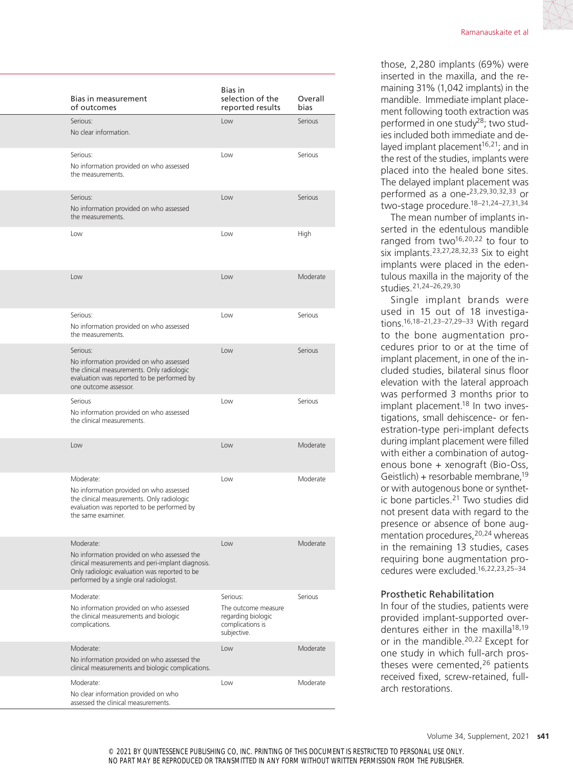| Bias in measurement of outcomes | Bias in selection of the reported results | Overall bias |
|---|---|---|
| Serious: No clear information. | Low | Serious |
| Serious: No information provided on who assessed the measurements. | Low | Serious |
| Serious: No information provided on who assessed the measurements. | Low | Serious |
| Low | Low | High |
| Low | Low | Moderate |
| Serious: No information provided on who assessed the measurements. | Low | Serious |
| Serious: No information provided on who assessed the clinical measurements. Only radiologic evaluation was reported to be performed by one outcome assessor. | Low | Serious |
| Serious No information provided on who assessed the clinical measurements. | Low | Serious |
| Low | Low | Moderate |
| Moderate: No information provided on who assessed the clinical measurements. Only radiologic evaluation was reported to be performed by the same examiner. | Low | Moderate |
| Moderate: No information provided on who assessed the clinical measurements and peri-implant diagnosis. Only radiologic evaluation was reported to be performed by a single oral radiologist. | Low | Moderate |
| Moderate: No information provided on who assessed the clinical measurements and biologic complications. | Serious: The outcome measure regarding biologic complications is subjective. | Serious |
| Moderate: No information provided on who assessed the clinical measurements and biologic complications. | Low | Moderate |
| Moderate: No clear information provided on who assessed the clinical measurements. | Low | Moderate |

those, 2,280 implants (69%) were inserted in the maxilla, and the remaining 31% (1,042 implants) in the mandible. Immediate implant placement following tooth extraction was performed in one study[28]; two studies included both immediate and delayed implant placement[16,21]; and in the rest of the studies, implants were placed into the healed bone sites. The delayed implant placement was performed as a one-[23,29,30,32,33] or two-stage procedure.[18–21,24–27,31,34]

The mean number of implants inserted in the edentulous mandible ranged from two[16,20,22] to four to six implants.[23,27,28,32,33] Six to eight implants were placed in the edentulous maxilla in the majority of the studies.[21,24–26,29,30]

Single implant brands were used in 15 out of 18 investigations.[16,18–21,23–27,29–33] With regard to the bone augmentation procedures prior to or at the time of implant placement, in one of the included studies, bilateral sinus floor elevation with the lateral approach was performed 3 months prior to implant placement.[18] In two investigations, small dehiscence- or fenestration-type peri-implant defects during implant placement were filled with either a combination of autogenous bone + xenograft (Bio-Oss, Geistlich) + resorbable membrane,[19] or with autogenous bone or synthetic bone particles.[21] Two studies did not present data with regard to the presence or absence of bone augmentation procedures,[20,24] whereas in the remaining 13 studies, cases requiring bone augmentation procedures were excluded.[16,22,23,25–34]

### Prosthetic Rehabilitation

In four of the studies, patients were provided implant-supported overdentures either in the maxilla[18,19] or in the mandible.[20,22] Except for one study in which full-arch prostheses were cemented,[26] patients received fixed, screw-retained, full-arch restorations.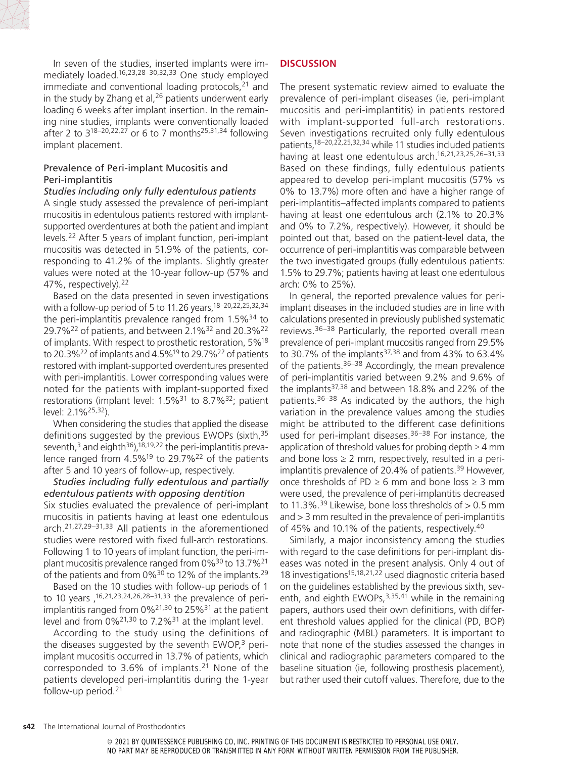In seven of the studies, inserted implants were immediately loaded.[16,23,28–30,32,33] One study employed immediate and conventional loading protocols,[21] and in the study by Zhang et al,[26] patients underwent early loading 6 weeks after implant insertion. In the remaining nine studies, implants were conventionally loaded after 2 to 3[18–20,22,27] or 6 to 7 months[25,31,34] following implant placement.

### Prevalence of Peri-implant Mucositis and Peri-implantitis

#### *Studies including only fully edentulous patients*

A single study assessed the prevalence of peri-implant mucositis in edentulous patients restored with implant-supported overdentures at both the patient and implant levels.[22] After 5 years of implant function, peri-implant mucositis was detected in 51.9% of the patients, corresponding to 41.2% of the implants. Slightly greater values were noted at the 10-year follow-up (57% and 47%, respectively).[22]

Based on the data presented in seven investigations with a follow-up period of 5 to 11.26 years,[18–20,22,25,32,34] the peri-implantitis prevalence ranged from 1.5%[34] to 29.7%[22] of patients, and between 2.1%[32] and 20.3%[22] of implants. With respect to prosthetic restoration, 5%[18] to 20.3%[22] of implants and 4.5%[19] to 29.7%[22] of patients restored with implant-supported overdentures presented with peri-implantitis. Lower corresponding values were noted for the patients with implant-supported fixed restorations (implant level: 1.5%[31] to 8.7%[32]; patient level: 2.1%[25,32]).

When considering the studies that applied the disease definitions suggested by the previous EWOPs (sixth,[35] seventh,[3] and eighth[36]),[18,19,22] the peri-implantitis prevalence ranged from 4.5%[19] to 29.7%[22] of the patients after 5 and 10 years of follow-up, respectively.

#### *Studies including fully edentulous and partially edentulous patients with opposing dentition*

Six studies evaluated the prevalence of peri-implant mucositis in patients having at least one edentulous arch.[21,27,29–31,33] All patients in the aforementioned studies were restored with fixed full-arch restorations. Following 1 to 10 years of implant function, the peri-implant mucositis prevalence ranged from 0%[30] to 13.7%[21] of the patients and from 0%[30] to 12% of the implants.[29]

Based on the 10 studies with follow-up periods of 1 to 10 years ,[16,21,23,24,26,28–31,33] the prevalence of peri-implantitis ranged from 0%[21,30] to 25%[31] at the patient level and from 0%[21,30] to 7.2%[31] at the implant level.

According to the study using the definitions of the diseases suggested by the seventh EWOP,[3] peri-implant mucositis occurred in 13.7% of patients, which corresponded to 3.6% of implants.[21] None of the patients developed peri-implantitis during the 1-year follow-up period.[21]

## DISCUSSION

The present systematic review aimed to evaluate the prevalence of peri-implant diseases (ie, peri-implant mucositis and peri-implantitis) in patients restored with implant-supported full-arch restorations. Seven investigations recruited only fully edentulous patients,[18–20,22,25,32,34] while 11 studies included patients having at least one edentulous arch.[16,21,23,25,26–31,33] Based on these findings, fully edentulous patients appeared to develop peri-implant mucositis (57% vs 0% to 13.7%) more often and have a higher range of peri-implantitis–affected implants compared to patients having at least one edentulous arch (2.1% to 20.3% and 0% to 7.2%, respectively). However, it should be pointed out that, based on the patient-level data, the occurrence of peri-implantitis was comparable between the two investigated groups (fully edentulous patients: 1.5% to 29.7%; patients having at least one edentulous arch: 0% to 25%).

In general, the reported prevalence values for peri-implant diseases in the included studies are in line with calculations presented in previously published systematic reviews.[36–38] Particularly, the reported overall mean prevalence of peri-implant mucositis ranged from 29.5% to 30.7% of the implants[37,38] and from 43% to 63.4% of the patients.[36–38] Accordingly, the mean prevalence of peri-implantitis varied between 9.2% and 9.6% of the implants[37,38] and between 18.8% and 22% of the patients.[36–38] As indicated by the authors, the high variation in the prevalence values among the studies might be attributed to the different case definitions used for peri-implant diseases.[36–38] For instance, the application of threshold values for probing depth ≥ 4 mm and bone loss ≥ 2 mm, respectively, resulted in a peri-implantitis prevalence of 20.4% of patients.[39] However, once thresholds of PD ≥ 6 mm and bone loss ≥ 3 mm were used, the prevalence of peri-implantitis decreased to 11.3%.[39] Likewise, bone loss thresholds of > 0.5 mm and > 3 mm resulted in the prevalence of peri-implantitis of 45% and 10.1% of the patients, respectively.[40]

Similarly, a major inconsistency among the studies with regard to the case definitions for peri-implant diseases was noted in the present analysis. Only 4 out of 18 investigations[15,18,21,22] used diagnostic criteria based on the guidelines established by the previous sixth, seventh, and eighth EWOPs,[3,35,41] while in the remaining papers, authors used their own definitions, with different threshold values applied for the clinical (PD, BOP) and radiographic (MBL) parameters. It is important to note that none of the studies assessed the changes in clinical and radiographic parameters compared to the baseline situation (ie, following prosthesis placement), but rather used their cutoff values. Therefore, due to the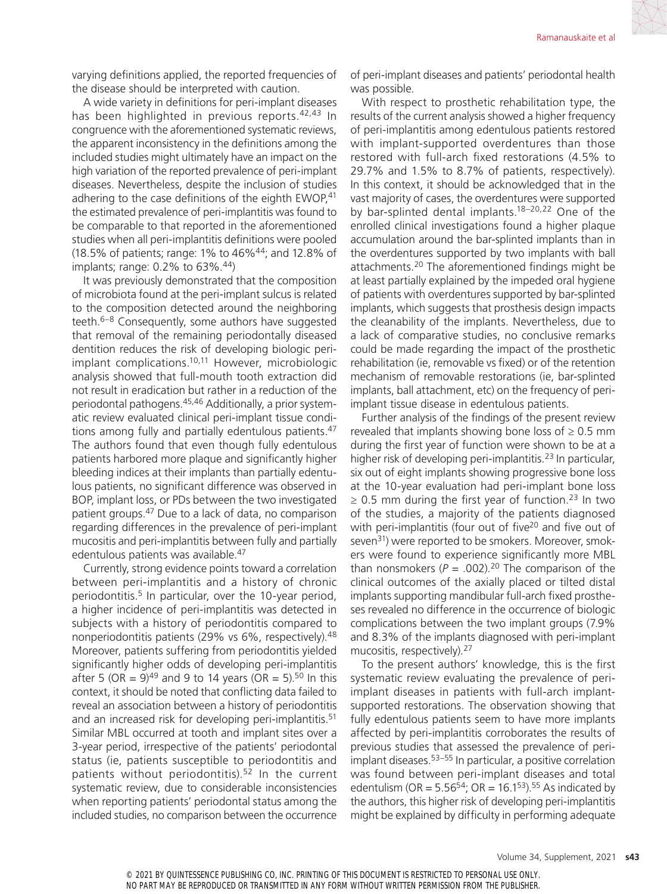varying definitions applied, the reported frequencies of the disease should be interpreted with caution.

A wide variety in definitions for peri-implant diseases has been highlighted in previous reports.[42,43] In congruence with the aforementioned systematic reviews, the apparent inconsistency in the definitions among the included studies might ultimately have an impact on the high variation of the reported prevalence of peri-implant diseases. Nevertheless, despite the inclusion of studies adhering to the case definitions of the eighth EWOP,[41] the estimated prevalence of peri-implantitis was found to be comparable to that reported in the aforementioned studies when all peri-implantitis definitions were pooled (18.5% of patients; range: 1% to 46%[44]; and 12.8% of implants; range: 0.2% to 63%.[44])

It was previously demonstrated that the composition of microbiota found at the peri-implant sulcus is related to the composition detected around the neighboring teeth.[6–8] Consequently, some authors have suggested that removal of the remaining periodontally diseased dentition reduces the risk of developing biologic peri-implant complications.[10,11] However, microbiologic analysis showed that full-mouth tooth extraction did not result in eradication but rather in a reduction of the periodontal pathogens.[45,46] Additionally, a prior systematic review evaluated clinical peri-implant tissue conditions among fully and partially edentulous patients.[47] The authors found that even though fully edentulous patients harbored more plaque and significantly higher bleeding indices at their implants than partially edentulous patients, no significant difference was observed in BOP, implant loss, or PDs between the two investigated patient groups.[47] Due to a lack of data, no comparison regarding differences in the prevalence of peri-implant mucositis and peri-implantitis between fully and partially edentulous patients was available.[47]

Currently, strong evidence points toward a correlation between peri-implantitis and a history of chronic periodontitis.[5] In particular, over the 10-year period, a higher incidence of peri-implantitis was detected in subjects with a history of periodontitis compared to nonperiodontitis patients (29% vs 6%, respectively).[48] Moreover, patients suffering from periodontitis yielded significantly higher odds of developing peri-implantitis after 5 (OR = 9)[49] and 9 to 14 years (OR = 5).[50] In this context, it should be noted that conflicting data failed to reveal an association between a history of periodontitis and an increased risk for developing peri-implantitis.[51] Similar MBL occurred at tooth and implant sites over a 3-year period, irrespective of the patients' periodontal status (ie, patients susceptible to periodontitis and patients without periodontitis).[52] In the current systematic review, due to considerable inconsistencies when reporting patients' periodontal status among the included studies, no comparison between the occurrence of peri-implant diseases and patients' periodontal health was possible.

With respect to prosthetic rehabilitation type, the results of the current analysis showed a higher frequency of peri-implantitis among edentulous patients restored with implant-supported overdentures than those restored with full-arch fixed restorations (4.5% to 29.7% and 1.5% to 8.7% of patients, respectively). In this context, it should be acknowledged that in the vast majority of cases, the overdentures were supported by bar-splinted dental implants.[18–20,22] One of the enrolled clinical investigations found a higher plaque accumulation around the bar-splinted implants than in the overdentures supported by two implants with ball attachments.[20] The aforementioned findings might be at least partially explained by the impeded oral hygiene of patients with overdentures supported by bar-splinted implants, which suggests that prosthesis design impacts the cleanability of the implants. Nevertheless, due to a lack of comparative studies, no conclusive remarks could be made regarding the impact of the prosthetic rehabilitation (ie, removable vs fixed) or of the retention mechanism of removable restorations (ie, bar-splinted implants, ball attachment, etc) on the frequency of peri-implant tissue disease in edentulous patients.

Further analysis of the findings of the present review revealed that implants showing bone loss of ≥ 0.5 mm during the first year of function were shown to be at a higher risk of developing peri-implantitis.[23] In particular, six out of eight implants showing progressive bone loss at the 10-year evaluation had peri-implant bone loss ≥ 0.5 mm during the first year of function.[23] In two of the studies, a majority of the patients diagnosed with peri-implantitis (four out of five[20] and five out of seven[31]) were reported to be smokers. Moreover, smokers were found to experience significantly more MBL than nonsmokers ($P = .002$).[20] The comparison of the clinical outcomes of the axially placed or tilted distal implants supporting mandibular full-arch fixed prostheses revealed no difference in the occurrence of biologic complications between the two implant groups (7.9% and 8.3% of the implants diagnosed with peri-implant mucositis, respectively).[27]

To the present authors' knowledge, this is the first systematic review evaluating the prevalence of peri-implant diseases in patients with full-arch implant-supported restorations. The observation showing that fully edentulous patients seem to have more implants affected by peri-implantitis corroborates the results of previous studies that assessed the prevalence of peri-implant diseases.[53–55] In particular, a positive correlation was found between peri-implant diseases and total edentulism (OR = 5.56[54]; OR = 16.1[53]).[55] As indicated by the authors, this higher risk of developing peri-implantitis might be explained by difficulty in performing adequate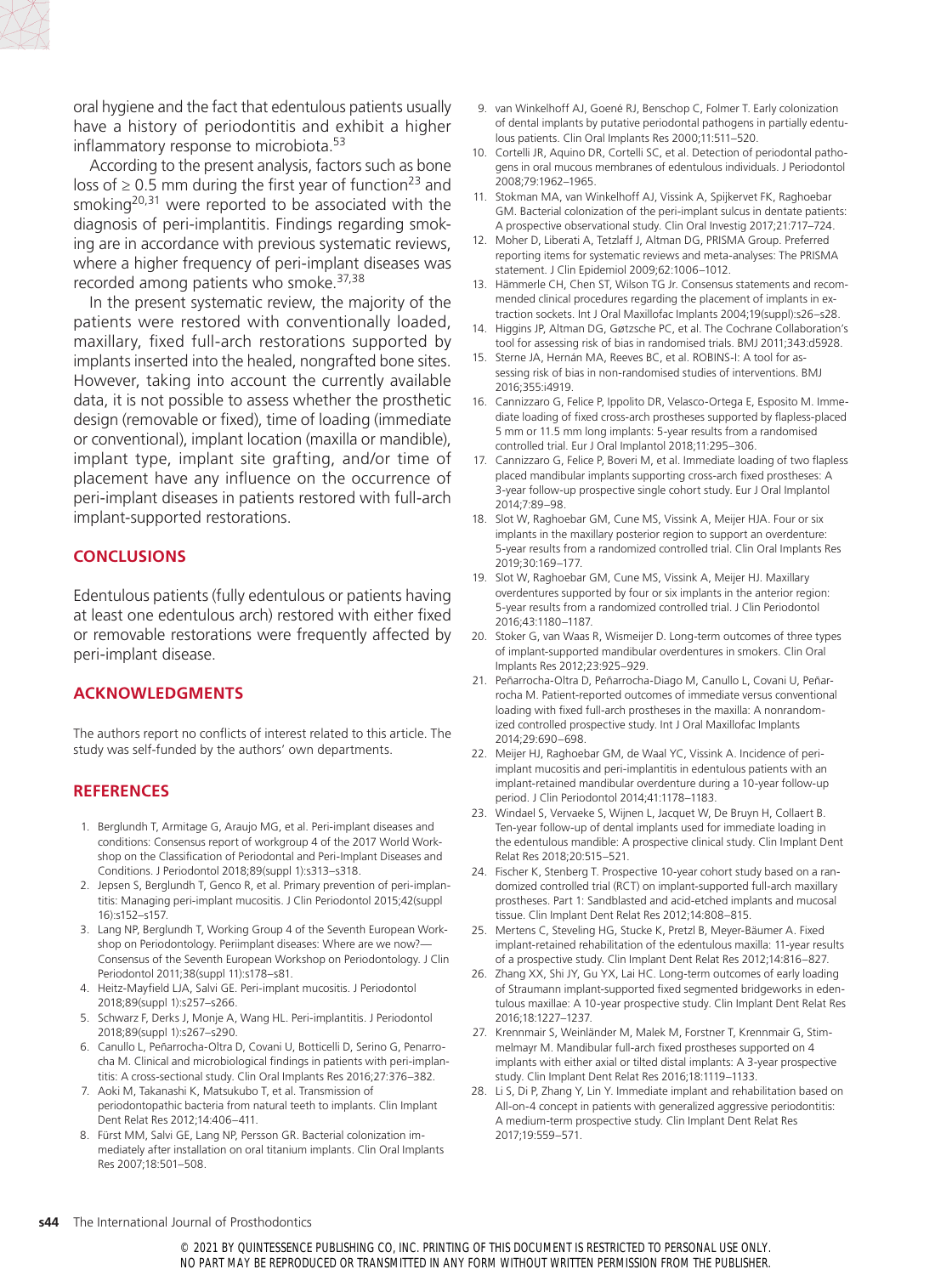oral hygiene and the fact that edentulous patients usually have a history of periodontitis and exhibit a higher inflammatory response to microbiota.[53]

According to the present analysis, factors such as bone loss of ≥ 0.5 mm during the first year of function[23] and smoking[20,31] were reported to be associated with the diagnosis of peri-implantitis. Findings regarding smoking are in accordance with previous systematic reviews, where a higher frequency of peri-implant diseases was recorded among patients who smoke.[37,38]

In the present systematic review, the majority of the patients were restored with conventionally loaded, maxillary, fixed full-arch restorations supported by implants inserted into the healed, nongrafted bone sites. However, taking into account the currently available data, it is not possible to assess whether the prosthetic design (removable or fixed), time of loading (immediate or conventional), implant location (maxilla or mandible), implant type, implant site grafting, and/or time of placement have any influence on the occurrence of peri-implant diseases in patients restored with full-arch implant-supported restorations.

## CONCLUSIONS

Edentulous patients (fully edentulous or patients having at least one edentulous arch) restored with either fixed or removable restorations were frequently affected by peri-implant disease.

## ACKNOWLEDGMENTS

The authors report no conflicts of interest related to this article. The study was self-funded by the authors' own departments.

## REFERENCES

1. Berglundh T, Armitage G, Araujo MG, et al. Peri-implant diseases and conditions: Consensus report of workgroup 4 of the 2017 World Workshop on the Classification of Periodontal and Peri-Implant Diseases and Conditions. J Periodontol 2018;89(suppl 1):s313–s318.
2. Jepsen S, Berglundh T, Genco R, et al. Primary prevention of peri-implantitis: Managing peri-implant mucositis. J Clin Periodontol 2015;42(suppl 16):s152–s157.
3. Lang NP, Berglundh T, Working Group 4 of the Seventh European Workshop on Periodontology. Periimplant diseases: Where are we now?—Consensus of the Seventh European Workshop on Periodontology. J Clin Periodontol 2011;38(suppl 11):s178–s81.
4. Heitz-Mayfield LJA, Salvi GE. Peri-implant mucositis. J Periodontol 2018;89(suppl 1):s257–s266.
5. Schwarz F, Derks J, Monje A, Wang HL. Peri-implantitis. J Periodontol 2018;89(suppl 1):s267–s290.
6. Canullo L, Peñarrocha-Oltra D, Covani U, Botticelli D, Serino G, Penarrocha M. Clinical and microbiological findings in patients with peri-implantitis: A cross-sectional study. Clin Oral Implants Res 2016;27:376–382.
7. Aoki M, Takanashi K, Matsukubo T, et al. Transmission of periodontopathic bacteria from natural teeth to implants. Clin Implant Dent Relat Res 2012;14:406–411.
8. Fürst MM, Salvi GE, Lang NP, Persson GR. Bacterial colonization immediately after installation on oral titanium implants. Clin Oral Implants Res 2007;18:501–508.
9. van Winkelhoff AJ, Goené RJ, Benschop C, Folmer T. Early colonization of dental implants by putative periodontal pathogens in partially edentulous patients. Clin Oral Implants Res 2000;11:511–520.
10. Cortelli JR, Aquino DR, Cortelli SC, et al. Detection of periodontal pathogens in oral mucous membranes of edentulous individuals. J Periodontol 2008;79:1962–1965.
11. Stokman MA, van Winkelhoff AJ, Vissink A, Spijkervet FK, Raghoebar GM. Bacterial colonization of the peri-implant sulcus in dentate patients: A prospective observational study. Clin Oral Investig 2017;21:717–724.
12. Moher D, Liberati A, Tetzlaff J, Altman DG, PRISMA Group. Preferred reporting items for systematic reviews and meta-analyses: The PRISMA statement. J Clin Epidemiol 2009;62:1006–1012.
13. Hämmerle CH, Chen ST, Wilson TG Jr. Consensus statements and recommended clinical procedures regarding the placement of implants in extraction sockets. Int J Oral Maxillofac Implants 2004;19(suppl):s26–s28.
14. Higgins JP, Altman DG, Gøtzsche PC, et al. The Cochrane Collaboration's tool for assessing risk of bias in randomised trials. BMJ 2011;343:d5928.
15. Sterne JA, Hernán MA, Reeves BC, et al. ROBINS-I: A tool for assessing risk of bias in non-randomised studies of interventions. BMJ 2016;355:i4919.
16. Cannizzaro G, Felice P, Ippolito DR, Velasco-Ortega E, Esposito M. Immediate loading of fixed cross-arch prostheses supported by flapless-placed 5 mm or 11.5 mm long implants: 5-year results from a randomised controlled trial. Eur J Oral Implantol 2018;11:295–306.
17. Cannizzaro G, Felice P, Boveri M, et al. Immediate loading of two flapless placed mandibular implants supporting cross-arch fixed prostheses: A 3-year follow-up prospective single cohort study. Eur J Oral Implantol 2014;7:89–98.
18. Slot W, Raghoebar GM, Cune MS, Vissink A, Meijer HJA. Four or six implants in the maxillary posterior region to support an overdenture: 5-year results from a randomized controlled trial. Clin Oral Implants Res 2019;30:169–177.
19. Slot W, Raghoebar GM, Cune MS, Vissink A, Meijer HJ. Maxillary overdentures supported by four or six implants in the anterior region: 5-year results from a randomized controlled trial. J Clin Periodontol 2016;43:1180–1187.
20. Stoker G, van Waas R, Wismeijer D. Long-term outcomes of three types of implant-supported mandibular overdentures in smokers. Clin Oral Implants Res 2012;23:925–929.
21. Peñarrocha-Oltra D, Peñarrocha-Diago M, Canullo L, Covani U, Peñarrocha M. Patient-reported outcomes of immediate versus conventional loading with fixed full-arch prostheses in the maxilla: A nonrandomized controlled prospective study. Int J Oral Maxillofac Implants 2014;29:690–698.
22. Meijer HJ, Raghoebar GM, de Waal YC, Vissink A. Incidence of peri-implant mucositis and peri-implantitis in edentulous patients with an implant-retained mandibular overdenture during a 10-year follow-up period. J Clin Periodontol 2014;41:1178–1183.
23. Windael S, Vervaeke S, Wijnen L, Jacquet W, De Bruyn H, Collaert B. Ten-year follow-up of dental implants used for immediate loading in the edentulous mandible: A prospective clinical study. Clin Implant Dent Relat Res 2018;20:515–521.
24. Fischer K, Stenberg T. Prospective 10-year cohort study based on a randomized controlled trial (RCT) on implant-supported full-arch maxillary prostheses. Part 1: Sandblasted and acid-etched implants and mucosal tissue. Clin Implant Dent Relat Res 2012;14:808–815.
25. Mertens C, Steveling HG, Stucke K, Pretzl B, Meyer-Bäumer A. Fixed implant-retained rehabilitation of the edentulous maxilla: 11-year results of a prospective study. Clin Implant Dent Relat Res 2012;14:816–827.
26. Zhang XX, Shi JY, Gu YX, Lai HC. Long-term outcomes of early loading of Straumann implant-supported fixed segmented bridgeworks in edentulous maxillae: A 10-year prospective study. Clin Implant Dent Relat Res 2016;18:1227–1237.
27. Krennmair S, Weinländer M, Malek M, Forstner T, Krennmair G, Stimmelmayr M. Mandibular full-arch fixed prostheses supported on 4 implants with either axial or tilted distal implants: A 3-year prospective study. Clin Implant Dent Relat Res 2016;18:1119–1133.
28. Li S, Di P, Zhang Y, Lin Y. Immediate implant and rehabilitation based on All-on-4 concept in patients with generalized aggressive periodontitis: A medium-term prospective study. Clin Implant Dent Relat Res 2017;19:559–571.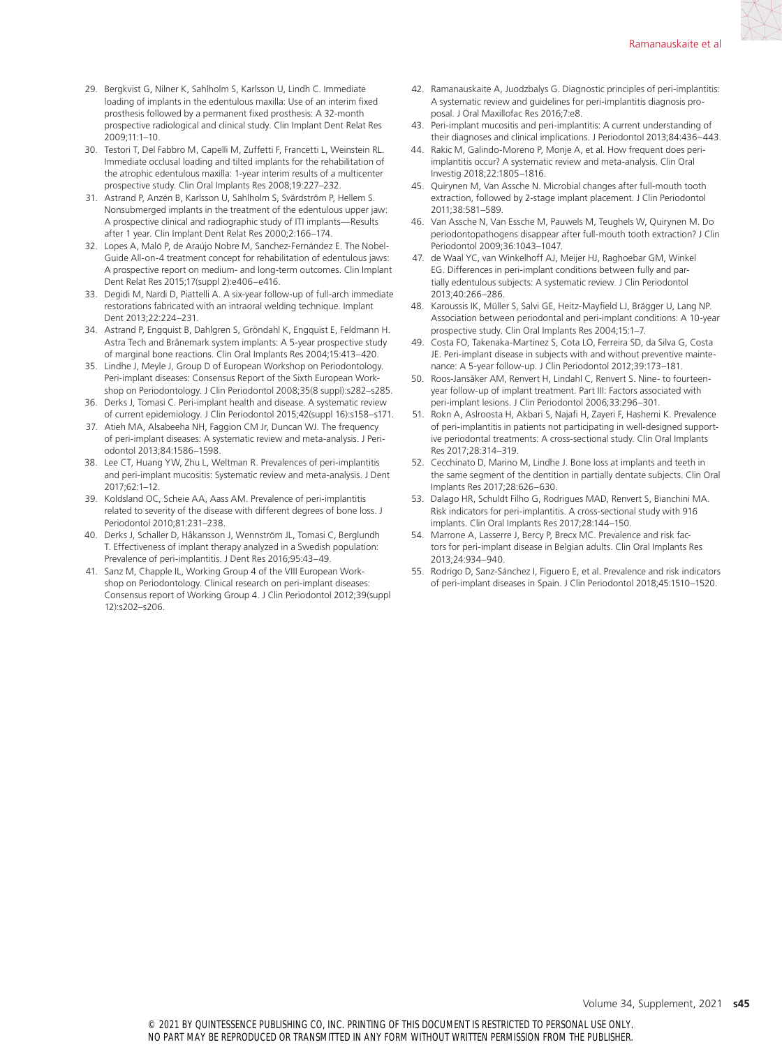29. Bergkvist G, Nilner K, Sahlholm S, Karlsson U, Lindh C. Immediate loading of implants in the edentulous maxilla: Use of an interim fixed prosthesis followed by a permanent fixed prosthesis: A 32-month prospective radiological and clinical study. Clin Implant Dent Relat Res 2009;11:1–10.
30. Testori T, Del Fabbro M, Capelli M, Zuffetti F, Francetti L, Weinstein RL. Immediate occlusal loading and tilted implants for the rehabilitation of the atrophic edentulous maxilla: 1-year interim results of a multicenter prospective study. Clin Oral Implants Res 2008;19:227–232.
31. Astrand P, Anzén B, Karlsson U, Sahlholm S, Svärdström P, Hellem S. Nonsubmerged implants in the treatment of the edentulous upper jaw: A prospective clinical and radiographic study of ITI implants—Results after 1 year. Clin Implant Dent Relat Res 2000;2:166–174.
32. Lopes A, Maló P, de Araújo Nobre M, Sanchez-Fernández E. The Nobel-Guide All-on-4 treatment concept for rehabilitation of edentulous jaws: A prospective report on medium- and long-term outcomes. Clin Implant Dent Relat Res 2015;17(suppl 2):e406–e416.
33. Degidi M, Nardi D, Piattelli A. A six-year follow-up of full-arch immediate restorations fabricated with an intraoral welding technique. Implant Dent 2013;22:224–231.
34. Astrand P, Engquist B, Dahlgren S, Gröndahl K, Engquist E, Feldmann H. Astra Tech and Brånemark system implants: A 5-year prospective study of marginal bone reactions. Clin Oral Implants Res 2004;15:413–420.
35. Lindhe J, Meyle J, Group D of European Workshop on Periodontology. Peri-implant diseases: Consensus Report of the Sixth European Workshop on Periodontology. J Clin Periodontol 2008;35(8 suppl):s282–s285.
36. Derks J, Tomasi C. Peri-implant health and disease. A systematic review of current epidemiology. J Clin Periodontol 2015;42(suppl 16):s158–s171.
37. Atieh MA, Alsabeeha NH, Faggion CM Jr, Duncan WJ. The frequency of peri-implant diseases: A systematic review and meta-analysis. J Periodontol 2013;84:1586–1598.
38. Lee CT, Huang YW, Zhu L, Weltman R. Prevalences of peri-implantitis and peri-implant mucositis: Systematic review and meta-analysis. J Dent 2017;62:1–12.
39. Koldsland OC, Scheie AA, Aass AM. Prevalence of peri-implantitis related to severity of the disease with different degrees of bone loss. J Periodontol 2010;81:231–238.
40. Derks J, Schaller D, Håkansson J, Wennström JL, Tomasi C, Berglundh T. Effectiveness of implant therapy analyzed in a Swedish population: Prevalence of peri-implantitis. J Dent Res 2016;95:43–49.
41. Sanz M, Chapple IL, Working Group 4 of the VIII European Workshop on Periodontology. Clinical research on peri-implant diseases: Consensus report of Working Group 4. J Clin Periodontol 2012;39(suppl 12):s202–s206.
42. Ramanauskaite A, Juodzbalys G. Diagnostic principles of peri-implantitis: A systematic review and guidelines for peri-implantitis diagnosis proposal. J Oral Maxillofac Res 2016;7:e8.
43. Peri-implant mucositis and peri-implantitis: A current understanding of their diagnoses and clinical implications. J Periodontol 2013;84:436–443.
44. Rakic M, Galindo-Moreno P, Monje A, et al. How frequent does peri-implantitis occur? A systematic review and meta-analysis. Clin Oral Investig 2018;22:1805–1816.
45. Quirynen M, Van Assche N. Microbial changes after full-mouth tooth extraction, followed by 2-stage implant placement. J Clin Periodontol 2011;38:581–589.
46. Van Assche N, Van Essche M, Pauwels M, Teughels W, Quirynen M. Do periodontopathogens disappear after full-mouth tooth extraction? J Clin Periodontol 2009;36:1043–1047.
47. de Waal YC, van Winkelhoff AJ, Meijer HJ, Raghoebar GM, Winkel EG. Differences in peri-implant conditions between fully and partially edentulous subjects: A systematic review. J Clin Periodontol 2013;40:266–286.
48. Karoussis IK, Müller S, Salvi GE, Heitz-Mayfield LJ, Brägger U, Lang NP. Association between periodontal and peri-implant conditions: A 10-year prospective study. Clin Oral Implants Res 2004;15:1–7.
49. Costa FO, Takenaka-Martinez S, Cota LO, Ferreira SD, da Silva G, Costa JE. Peri-implant disease in subjects with and without preventive maintenance: A 5-year follow-up. J Clin Periodontol 2012;39:173–181.
50. Roos-Jansåker AM, Renvert H, Lindahl C, Renvert S. Nine- to fourteen-year follow-up of implant treatment. Part III: Factors associated with peri-implant lesions. J Clin Periodontol 2006;33:296–301.
51. Rokn A, Aslroosta H, Akbari S, Najafi H, Zayeri F, Hashemi K. Prevalence of peri-implantitis in patients not participating in well-designed supportive periodontal treatments: A cross-sectional study. Clin Oral Implants Res 2017;28:314–319.
52. Cecchinato D, Marino M, Lindhe J. Bone loss at implants and teeth in the same segment of the dentition in partially dentate subjects. Clin Oral Implants Res 2017;28:626–630.
53. Dalago HR, Schuldt Filho G, Rodrigues MAD, Renvert S, Bianchini MA. Risk indicators for peri-implantitis. A cross-sectional study with 916 implants. Clin Oral Implants Res 2017;28:144–150.
54. Marrone A, Lasserre J, Bercy P, Brecx MC. Prevalence and risk factors for peri-implant disease in Belgian adults. Clin Oral Implants Res 2013;24:934–940.
55. Rodrigo D, Sanz-Sánchez I, Figuero E, et al. Prevalence and risk indicators of peri-implant diseases in Spain. J Clin Periodontol 2018;45:1510–1520.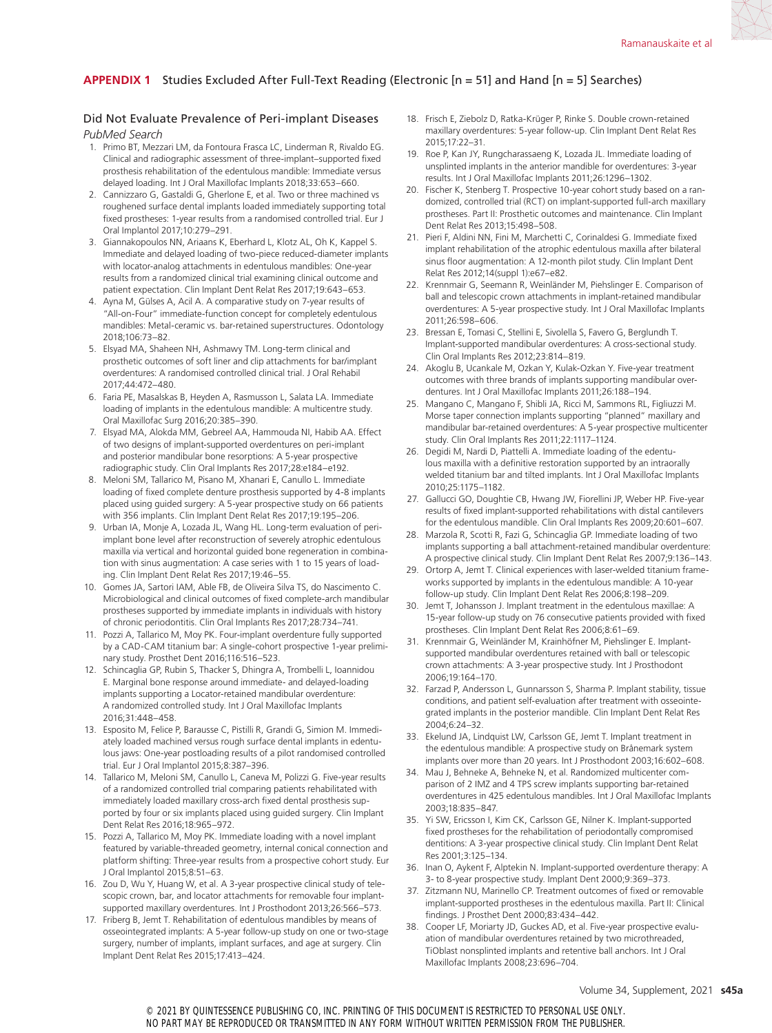## APPENDIX 1 Studies Excluded After Full-Text Reading (Electronic [n = 51] and Hand [n = 5] Searches)

### Did Not Evaluate Prevalence of Peri-implant Diseases

*PubMed Search*

1. Primo BT, Mezzari LM, da Fontoura Frasca LC, Linderman R, Rivaldo EG. Clinical and radiographic assessment of three-implant–supported fixed prosthesis rehabilitation of the edentulous mandible: Immediate versus delayed loading. Int J Oral Maxillofac Implants 2018;33:653–660.
2. Cannizzaro G, Gastaldi G, Gherlone E, et al. Two or three machined vs roughened surface dental implants loaded immediately supporting total fixed prostheses: 1-year results from a randomised controlled trial. Eur J Oral Implantol 2017;10:279–291.
3. Giannakopoulos NN, Ariaans K, Eberhard L, Klotz AL, Oh K, Kappel S. Immediate and delayed loading of two-piece reduced-diameter implants with locator-analog attachments in edentulous mandibles: One-year results from a randomized clinical trial examining clinical outcome and patient expectation. Clin Implant Dent Relat Res 2017;19:643–653.
4. Ayna M, Gülses A, Acil A. A comparative study on 7-year results of "All-on-Four" immediate-function concept for completely edentulous mandibles: Metal-ceramic vs. bar-retained superstructures. Odontology 2018;106:73–82.
5. Elsyad MA, Shaheen NH, Ashmawy TM. Long-term clinical and prosthetic outcomes of soft liner and clip attachments for bar/implant overdentures: A randomised controlled clinical trial. J Oral Rehabil 2017;44:472–480.
6. Faria PE, Masalskas B, Heyden A, Rasmusson L, Salata LA. Immediate loading of implants in the edentulous mandible: A multicentre study. Oral Maxillofac Surg 2016;20:385–390.
7. Elsyad MA, Alokda MM, Gebreel AA, Hammouda NI, Habib AA. Effect of two designs of implant-supported overdentures on peri-implant and posterior mandibular bone resorptions: A 5-year prospective radiographic study. Clin Oral Implants Res 2017;28:e184–e192.
8. Meloni SM, Tallarico M, Pisano M, Xhanari E, Canullo L. Immediate loading of fixed complete denture prosthesis supported by 4-8 implants placed using guided surgery: A 5-year prospective study on 66 patients with 356 implants. Clin Implant Dent Relat Res 2017;19:195–206.
9. Urban IA, Monje A, Lozada JL, Wang HL. Long-term evaluation of peri-implant bone level after reconstruction of severely atrophic edentulous maxilla via vertical and horizontal guided bone regeneration in combination with sinus augmentation: A case series with 1 to 15 years of loading. Clin Implant Dent Relat Res 2017;19:46–55.
10. Gomes JA, Sartori IAM, Able FB, de Oliveira Silva TS, do Nascimento C. Microbiological and clinical outcomes of fixed complete-arch mandibular prostheses supported by immediate implants in individuals with history of chronic periodontitis. Clin Oral Implants Res 2017;28:734–741.
11. Pozzi A, Tallarico M, Moy PK. Four-implant overdenture fully supported by a CAD-CAM titanium bar: A single-cohort prospective 1-year preliminary study. Prosthet Dent 2016;116:516–523.
12. Schincaglia GP, Rubin S, Thacker S, Dhingra A, Trombelli L, Ioannidou E. Marginal bone response around immediate- and delayed-loading implants supporting a Locator-retained mandibular overdenture: A randomized controlled study. Int J Oral Maxillofac Implants 2016;31:448–458.
13. Esposito M, Felice P, Barausse C, Pistilli R, Grandi G, Simion M. Immediately loaded machined versus rough surface dental implants in edentulous jaws: One-year postloading results of a pilot randomised controlled trial. Eur J Oral Implantol 2015;8:387–396.
14. Tallarico M, Meloni SM, Canullo L, Caneva M, Polizzi G. Five-year results of a randomized controlled trial comparing patients rehabilitated with immediately loaded maxillary cross-arch fixed dental prosthesis supported by four or six implants placed using guided surgery. Clin Implant Dent Relat Res 2016;18:965–972.
15. Pozzi A, Tallarico M, Moy PK. Immediate loading with a novel implant featured by variable-threaded geometry, internal conical connection and platform shifting: Three-year results from a prospective cohort study. Eur J Oral Implantol 2015;8:51–63.
16. Zou D, Wu Y, Huang W, et al. A 3-year prospective clinical study of telescopic crown, bar, and locator attachments for removable four implant-supported maxillary overdentures. Int J Prosthodont 2013;26:566–573.
17. Friberg B, Jemt T. Rehabilitation of edentulous mandibles by means of osseointegrated implants: A 5-year follow-up study on one or two-stage surgery, number of implants, implant surfaces, and age at surgery. Clin Implant Dent Relat Res 2015;17:413–424.
18. Frisch E, Ziebolz D, Ratka-Krüger P, Rinke S. Double crown-retained maxillary overdentures: 5-year follow-up. Clin Implant Dent Relat Res 2015;17:22–31.
19. Roe P, Kan JY, Rungcharassaeng K, Lozada JL. Immediate loading of unsplinted implants in the anterior mandible for overdentures: 3-year results. Int J Oral Maxillofac Implants 2011;26:1296–1302.
20. Fischer K, Stenberg T. Prospective 10-year cohort study based on a randomized, controlled trial (RCT) on implant-supported full-arch maxillary prostheses. Part II: Prosthetic outcomes and maintenance. Clin Implant Dent Relat Res 2013;15:498–508.
21. Pieri F, Aldini NN, Fini M, Marchetti C, Corinaldesi G. Immediate fixed implant rehabilitation of the atrophic edentulous maxilla after bilateral sinus floor augmentation: A 12-month pilot study. Clin Implant Dent Relat Res 2012;14(suppl 1):e67–e82.
22. Krennmair G, Seemann R, Weinländer M, Piehslinger E. Comparison of ball and telescopic crown attachments in implant-retained mandibular overdentures: A 5-year prospective study. Int J Oral Maxillofac Implants 2011;26:598–606.
23. Bressan E, Tomasi C, Stellini E, Sivolella S, Favero G, Berglundh T. Implant-supported mandibular overdentures: A cross-sectional study. Clin Oral Implants Res 2012;23:814–819.
24. Akoglu B, Ucankale M, Ozkan Y, Kulak-Ozkan Y. Five-year treatment outcomes with three brands of implants supporting mandibular overdentures. Int J Oral Maxillofac Implants 2011;26:188–194.
25. Mangano C, Mangano F, Shibli JA, Ricci M, Sammons RL, Figliuzzi M. Morse taper connection implants supporting "planned" maxillary and mandibular bar-retained overdentures: A 5-year prospective multicenter study. Clin Oral Implants Res 2011;22:1117–1124.
26. Degidi M, Nardi D, Piattelli A. Immediate loading of the edentulous maxilla with a definitive restoration supported by an intraorally welded titanium bar and tilted implants. Int J Oral Maxillofac Implants 2010;25:1175–1182.
27. Gallucci GO, Doughtie CB, Hwang JW, Fiorellini JP, Weber HP. Five-year results of fixed implant-supported rehabilitations with distal cantilevers for the edentulous mandible. Clin Oral Implants Res 2009;20:601–607.
28. Marzola R, Scotti R, Fazi G, Schincaglia GP. Immediate loading of two implants supporting a ball attachment-retained mandibular overdenture: A prospective clinical study. Clin Implant Dent Relat Res 2007;9:136–143.
29. Ortorp A, Jemt T. Clinical experiences with laser-welded titanium frameworks supported by implants in the edentulous mandible: A 10-year follow-up study. Clin Implant Dent Relat Res 2006;8:198–209.
30. Jemt T, Johansson J. Implant treatment in the edentulous maxillae: A 15-year follow-up study on 76 consecutive patients provided with fixed prostheses. Clin Implant Dent Relat Res 2006;8:61–69.
31. Krennmair G, Weinländer M, Krainhöfner M, Piehslinger E. Implant-supported mandibular overdentures retained with ball or telescopic crown attachments: A 3-year prospective study. Int J Prosthodont 2006;19:164–170.
32. Farzad P, Andersson L, Gunnarsson S, Sharma P. Implant stability, tissue conditions, and patient self-evaluation after treatment with osseointegrated implants in the posterior mandible. Clin Implant Dent Relat Res 2004;6:24–32.
33. Ekelund JA, Lindquist LW, Carlsson GE, Jemt T. Implant treatment in the edentulous mandible: A prospective study on Brånemark system implants over more than 20 years. Int J Prosthodont 2003;16:602–608.
34. Mau J, Behneke A, Behneke N, et al. Randomized multicenter comparison of 2 IMZ and 4 TPS screw implants supporting bar-retained overdentures in 425 edentulous mandibles. Int J Oral Maxillofac Implants 2003;18:835–847.
35. Yi SW, Ericsson I, Kim CK, Carlsson GE, Nilner K. Implant-supported fixed prostheses for the rehabilitation of periodontally compromised dentitions: A 3-year prospective clinical study. Clin Implant Dent Relat Res 2001;3:125–134.
36. Inan O, Aykent F, Alptekin N. Implant-supported overdenture therapy: A 3- to 8-year prospective study. Implant Dent 2000;9:369–373.
37. Zitzmann NU, Marinello CP. Treatment outcomes of fixed or removable implant-supported prostheses in the edentulous maxilla. Part II: Clinical findings. J Prosthet Dent 2000;83:434–442.
38. Cooper LF, Moriarty JD, Guckes AD, et al. Five-year prospective evaluation of mandibular overdentures retained by two microthreaded, TiOblast nonsplinted implants and retentive ball anchors. Int J Oral Maxillofac Implants 2008;23:696–704.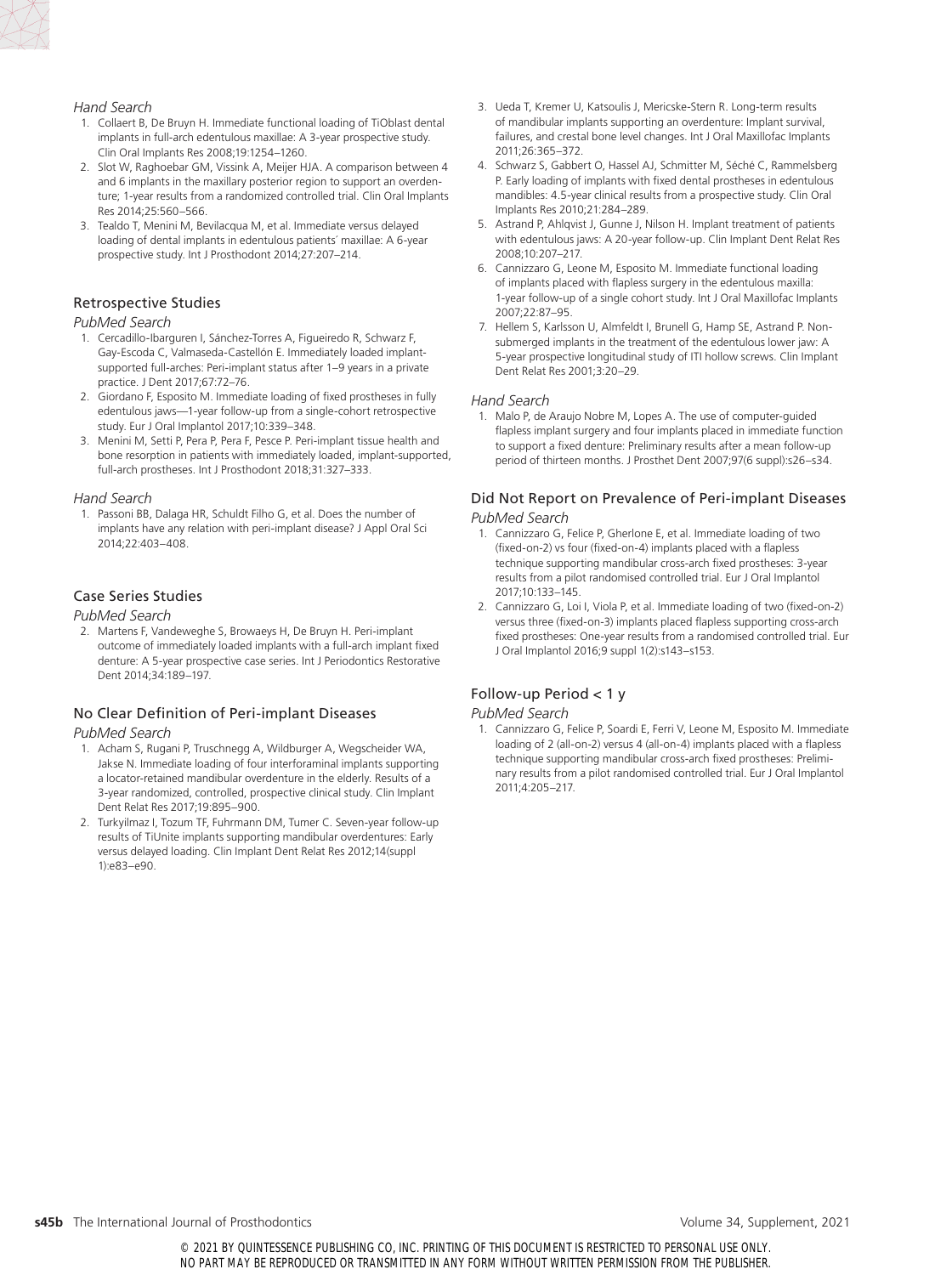### Hand Search

1. Collaert B, De Bruyn H. Immediate functional loading of TiOblast dental implants in full-arch edentulous maxillae: A 3-year prospective study. Clin Oral Implants Res 2008;19:1254–1260.
2. Slot W, Raghoebar GM, Vissink A, Meijer HJA. A comparison between 4 and 6 implants in the maxillary posterior region to support an overdenture; 1-year results from a randomized controlled trial. Clin Oral Implants Res 2014;25:560–566.
3. Tealdo T, Menini M, Bevilacqua M, et al. Immediate versus delayed loading of dental implants in edentulous patients' maxillae: A 6-year prospective study. Int J Prosthodont 2014;27:207–214.

## Retrospective Studies

### PubMed Search

1. Cercadillo-Ibarguren I, Sánchez-Torres A, Figueiredo R, Schwarz F, Gay-Escoda C, Valmaseda-Castellón E. Immediately loaded implant-supported full-arches: Peri-implant status after 1–9 years in a private practice. J Dent 2017;67:72–76.
2. Giordano F, Esposito M. Immediate loading of fixed prostheses in fully edentulous jaws—1-year follow-up from a single-cohort retrospective study. Eur J Oral Implantol 2017;10:339–348.
3. Menini M, Setti P, Pera P, Pera F, Pesce P. Peri-implant tissue health and bone resorption in patients with immediately loaded, implant-supported, full-arch prostheses. Int J Prosthodont 2018;31:327–333.

### Hand Search

1. Passoni BB, Dalaga HR, Schuldt Filho G, et al. Does the number of implants have any relation with peri-implant disease? J Appl Oral Sci 2014;22:403–408.

## Case Series Studies

### PubMed Search

2. Martens F, Vandeweghe S, Browaeys H, De Bruyn H. Peri-implant outcome of immediately loaded implants with a full-arch implant fixed denture: A 5-year prospective case series. Int J Periodontics Restorative Dent 2014;34:189–197.

## No Clear Definition of Peri-implant Diseases

### PubMed Search

1. Acham S, Rugani P, Truschnegg A, Wildburger A, Wegscheider WA, Jakse N. Immediate loading of four interforaminal implants supporting a locator-retained mandibular overdenture in the elderly. Results of a 3-year randomized, controlled, prospective clinical study. Clin Implant Dent Relat Res 2017;19:895–900.
2. Turkyilmaz I, Tozum TF, Fuhrmann DM, Tumer C. Seven-year follow-up results of TiUnite implants supporting mandibular overdentures: Early versus delayed loading. Clin Implant Dent Relat Res 2012;14(suppl 1):e83–e90.
3. Ueda T, Kremer U, Katsoulis J, Mericske-Stern R. Long-term results of mandibular implants supporting an overdenture: Implant survival, failures, and crestal bone level changes. Int J Oral Maxillofac Implants 2011;26:365–372.
4. Schwarz S, Gabbert O, Hassel AJ, Schmitter M, Séché C, Rammelsberg P. Early loading of implants with fixed dental prostheses in edentulous mandibles: 4.5-year clinical results from a prospective study. Clin Oral Implants Res 2010;21:284–289.
5. Astrand P, Ahlqvist J, Gunne J, Nilson H. Implant treatment of patients with edentulous jaws: A 20-year follow-up. Clin Implant Dent Relat Res 2008;10:207–217.
6. Cannizzaro G, Leone M, Esposito M. Immediate functional loading of implants placed with flapless surgery in the edentulous maxilla: 1-year follow-up of a single cohort study. Int J Oral Maxillofac Implants 2007;22:87–95.
7. Hellem S, Karlsson U, Almfeldt I, Brunell G, Hamp SE, Astrand P. Non-submerged implants in the treatment of the edentulous lower jaw: A 5-year prospective longitudinal study of ITI hollow screws. Clin Implant Dent Relat Res 2001;3:20–29.

### Hand Search

1. Malo P, de Araujo Nobre M, Lopes A. The use of computer-guided flapless implant surgery and four implants placed in immediate function to support a fixed denture: Preliminary results after a mean follow-up period of thirteen months. J Prosthet Dent 2007;97(6 suppl):s26–s34.

## Did Not Report on Prevalence of Peri-implant Diseases

### PubMed Search

1. Cannizzaro G, Felice P, Gherlone E, et al. Immediate loading of two (fixed-on-2) vs four (fixed-on-4) implants placed with a flapless technique supporting mandibular cross-arch fixed prostheses: 3-year results from a pilot randomised controlled trial. Eur J Oral Implantol 2017;10:133–145.
2. Cannizzaro G, Loi I, Viola P, et al. Immediate loading of two (fixed-on-2) versus three (fixed-on-3) implants placed flapless supporting cross-arch fixed prostheses: One-year results from a randomised controlled trial. Eur J Oral Implantol 2016;9 suppl 1(2):s143–s153.

## Follow-up Period < 1 y

### PubMed Search

1. Cannizzaro G, Felice P, Soardi E, Ferri V, Leone M, Esposito M. Immediate loading of 2 (all-on-2) versus 4 (all-on-4) implants placed with a flapless technique supporting mandibular cross-arch fixed prostheses: Preliminary results from a pilot randomised controlled trial. Eur J Oral Implantol 2011;4:205–217.